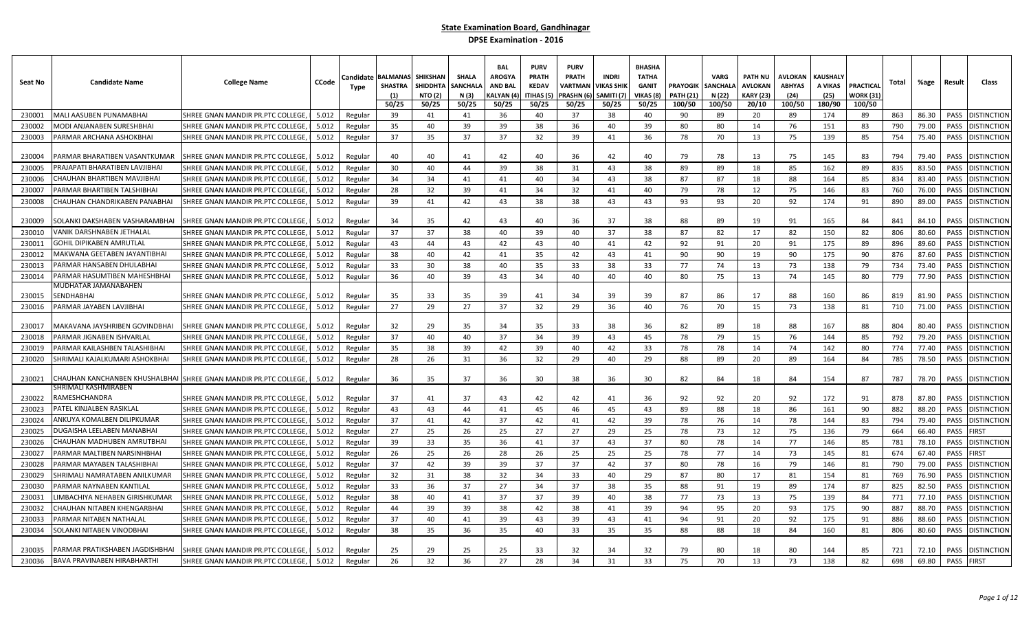# State Examination Board, Gandhinagar

## DPSE Examination - 2016

| Seat No | Candidate Name | College Name | CCode | Candidate Type | BALMANAS SHASTRA (1) 50/25 | SHIKSHAN SHIDDHTA NTO (2) 50/25 | SHALA SANCHALA N (3) 50/25 | BAL AROGYA AND BAL KALYAN (4) 50/25 | PURV PRATH KEDAV ITIHAS (5) 50/25 | PURV PRATH VARTMAN PRASHN (6) 50/25 | INDRI VIKAS SHIK SAMITI (7) 50/25 | BHASHA TATHA GANIT VIKAS (8) 50/25 | PRAYOGIK PATH (21) 100/50 | VARG SANCHALA N (22) 100/50 | PATH NU AVLOKAN KARY (23) 20/10 | AVLOKAN ABHYAS (24) 100/50 | KAUSHALY A VIKAS (25) 180/90 | PRACTICAL WORK (31) 100/50 | Total | %age | Result | Class |
|---|---|---|---|---|---|---|---|---|---|---|---|---|---|---|---|---|---|---|---|---|---|---|
| 230001 | MALI AASUBEN PUNAMABHAI | SHREE GNAN MANDIR PR.PTC COLLEGE, | 5.012 | Regular | 39 | 41 | 41 | 36 | 40 | 37 | 38 | 40 | 90 | 89 | 20 | 89 | 174 | 89 | 863 | 86.30 | PASS | DISTINCTION |
| 230002 | MODI ANJANABEN SURESHBHAI | SHREE GNAN MANDIR PR.PTC COLLEGE, | 5.012 | Regular | 35 | 40 | 39 | 39 | 38 | 36 | 40 | 39 | 80 | 80 | 14 | 76 | 151 | 83 | 790 | 79.00 | PASS | DISTINCTION |
| 230003 | PARMAR ARCHANA ASHOKBHAI | SHREE GNAN MANDIR PR.PTC COLLEGE, | 5.012 | Regular | 37 | 35 | 37 | 37 | 32 | 39 | 41 | 36 | 78 | 70 | 13 | 75 | 139 | 85 | 754 | 75.40 | PASS | DISTINCTION |
| 230004 | PARMAR BHARATIBEN VASANTKUMAR | SHREE GNAN MANDIR PR.PTC COLLEGE, | 5.012 | Regular | 40 | 40 | 41 | 42 | 40 | 36 | 42 | 40 | 79 | 78 | 13 | 75 | 145 | 83 | 794 | 79.40 | PASS | DISTINCTION |
| 230005 | PRAJAPATI BHARATIBEN LAVJIBHAI | SHREE GNAN MANDIR PR.PTC COLLEGE, | 5.012 | Regular | 30 | 40 | 44 | 39 | 38 | 31 | 43 | 38 | 89 | 89 | 18 | 85 | 162 | 89 | 835 | 83.50 | PASS | DISTINCTION |
| 230006 | CHAUHAN BHARTIBEN MAVJIBHAI | SHREE GNAN MANDIR PR.PTC COLLEGE, | 5.012 | Regular | 34 | 34 | 41 | 41 | 40 | 34 | 43 | 38 | 87 | 87 | 18 | 88 | 164 | 85 | 834 | 83.40 | PASS | DISTINCTION |
| 230007 | PARMAR BHARTIBEN TALSHIBHAI | SHREE GNAN MANDIR PR.PTC COLLEGE, | 5.012 | Regular | 28 | 32 | 39 | 41 | 34 | 32 | 41 | 40 | 79 | 78 | 12 | 75 | 146 | 83 | 760 | 76.00 | PASS | DISTINCTION |
| 230008 | CHAUHAN CHANDRIKABEN PANABHAI | SHREE GNAN MANDIR PR.PTC COLLEGE, | 5.012 | Regular | 39 | 41 | 42 | 43 | 38 | 38 | 43 | 43 | 93 | 93 | 20 | 92 | 174 | 91 | 890 | 89.00 | PASS | DISTINCTION |
| 230009 | SOLANKI DAKSHABEN VASHARAMBHAI | SHREE GNAN MANDIR PR.PTC COLLEGE, | 5.012 | Regular | 34 | 35 | 42 | 43 | 40 | 36 | 37 | 38 | 88 | 89 | 19 | 91 | 165 | 84 | 841 | 84.10 | PASS | DISTINCTION |
| 230010 | VANIK DARSHNABEN JETHALAL | SHREE GNAN MANDIR PR.PTC COLLEGE, | 5.012 | Regular | 37 | 37 | 38 | 40 | 39 | 40 | 37 | 38 | 87 | 82 | 17 | 82 | 150 | 82 | 806 | 80.60 | PASS | DISTINCTION |
| 230011 | GOHIL DIPIKABEN AMRUTLAL | SHREE GNAN MANDIR PR.PTC COLLEGE, | 5.012 | Regular | 43 | 44 | 43 | 42 | 43 | 40 | 41 | 42 | 92 | 91 | 20 | 91 | 175 | 89 | 896 | 89.60 | PASS | DISTINCTION |
| 230012 | MAKWANA GEETABEN JAYANTIBHAI | SHREE GNAN MANDIR PR.PTC COLLEGE, | 5.012 | Regular | 38 | 40 | 42 | 41 | 35 | 42 | 43 | 41 | 90 | 90 | 19 | 90 | 175 | 90 | 876 | 87.60 | PASS | DISTINCTION |
| 230013 | PARMAR HANSABEN DHULABHAI | SHREE GNAN MANDIR PR.PTC COLLEGE, | 5.012 | Regular | 33 | 30 | 38 | 40 | 35 | 33 | 38 | 33 | 77 | 74 | 13 | 73 | 138 | 79 | 734 | 73.40 | PASS | DISTINCTION |
| 230014 | PARMAR HASUMTIBEN MAHESHBHAI | SHREE GNAN MANDIR PR.PTC COLLEGE, | 5.012 | Regular | 36 | 40 | 39 | 43 | 34 | 40 | 40 | 40 | 80 | 75 | 13 | 74 | 145 | 80 | 779 | 77.90 | PASS | DISTINCTION |
| 230015 | MUDHATAR JAMANABAHEN SENDHABHAI | SHREE GNAN MANDIR PR.PTC COLLEGE, | 5.012 | Regular | 35 | 33 | 35 | 39 | 41 | 34 | 39 | 39 | 87 | 86 | 17 | 88 | 160 | 86 | 819 | 81.90 | PASS | DISTINCTION |
| 230016 | PARMAR JAYABEN LAVJIBHAI | SHREE GNAN MANDIR PR.PTC COLLEGE, | 5.012 | Regular | 27 | 29 | 27 | 37 | 32 | 29 | 36 | 40 | 76 | 70 | 15 | 73 | 138 | 81 | 710 | 71.00 | PASS | DISTINCTION |
| 230017 | MAKAVANA JAYSHRIBEN GOVINDBHAI | SHREE GNAN MANDIR PR.PTC COLLEGE, | 5.012 | Regular | 32 | 29 | 35 | 34 | 35 | 33 | 38 | 36 | 82 | 89 | 18 | 88 | 167 | 88 | 804 | 80.40 | PASS | DISTINCTION |
| 230018 | PARMAR JIGNABEN ISHVARLAL | SHREE GNAN MANDIR PR.PTC COLLEGE, | 5.012 | Regular | 37 | 40 | 40 | 37 | 34 | 39 | 43 | 45 | 78 | 79 | 15 | 76 | 144 | 85 | 792 | 79.20 | PASS | DISTINCTION |
| 230019 | PARMAR KAILASHBEN TALASHIBHAI | SHREE GNAN MANDIR PR.PTC COLLEGE, | 5.012 | Regular | 35 | 38 | 39 | 42 | 39 | 40 | 42 | 33 | 78 | 78 | 14 | 74 | 142 | 80 | 774 | 77.40 | PASS | DISTINCTION |
| 230020 | SHRIMALI KAJALKUMARI ASHOKBHAI | SHREE GNAN MANDIR PR.PTC COLLEGE, | 5.012 | Regular | 28 | 26 | 31 | 36 | 32 | 29 | 40 | 29 | 88 | 89 | 20 | 89 | 164 | 84 | 785 | 78.50 | PASS | DISTINCTION |
| 230021 | CHAUHAN KANCHANBEN KHUSHALBHAI | SHREE GNAN MANDIR PR.PTC COLLEGE, | 5.012 | Regular | 36 | 35 | 37 | 36 | 30 | 38 | 36 | 30 | 82 | 84 | 18 | 84 | 154 | 87 | 787 | 78.70 | PASS | DISTINCTION |
| 230022 | SHRIMALI KASHMIRABEN RAMESHCHANDRA | SHREE GNAN MANDIR PR.PTC COLLEGE, | 5.012 | Regular | 37 | 41 | 37 | 43 | 42 | 42 | 41 | 36 | 92 | 92 | 20 | 92 | 172 | 91 | 878 | 87.80 | PASS | DISTINCTION |
| 230023 | PATEL KINJALBEN RASIKLAL | SHREE GNAN MANDIR PR.PTC COLLEGE, | 5.012 | Regular | 43 | 43 | 44 | 41 | 45 | 46 | 45 | 43 | 89 | 88 | 18 | 86 | 161 | 90 | 882 | 88.20 | PASS | DISTINCTION |
| 230024 | ANKUYA KOMALBEN DILIPKUMAR | SHREE GNAN MANDIR PR.PTC COLLEGE, | 5.012 | Regular | 37 | 41 | 42 | 37 | 42 | 41 | 42 | 39 | 78 | 76 | 14 | 78 | 144 | 83 | 794 | 79.40 | PASS | DISTINCTION |
| 230025 | DUGAISHA LEELABEN MANABHAI | SHREE GNAN MANDIR PR.PTC COLLEGE, | 5.012 | Regular | 27 | 25 | 26 | 25 | 27 | 27 | 29 | 25 | 78 | 73 | 12 | 75 | 136 | 79 | 664 | 66.40 | PASS | FIRST |
| 230026 | CHAUHAN MADHUBEN AMRUTBHAI | SHREE GNAN MANDIR PR.PTC COLLEGE, | 5.012 | Regular | 39 | 33 | 35 | 36 | 41 | 37 | 43 | 37 | 80 | 78 | 14 | 77 | 146 | 85 | 781 | 78.10 | PASS | DISTINCTION |
| 230027 | PARMAR MALTIBEN NARSINHBHAI | SHREE GNAN MANDIR PR.PTC COLLEGE, | 5.012 | Regular | 26 | 25 | 26 | 28 | 26 | 25 | 25 | 25 | 78 | 77 | 14 | 73 | 145 | 81 | 674 | 67.40 | PASS | FIRST |
| 230028 | PARMAR MAYABEN TALASHIBHAI | SHREE GNAN MANDIR PR.PTC COLLEGE, | 5.012 | Regular | 37 | 42 | 39 | 39 | 37 | 37 | 42 | 37 | 80 | 78 | 16 | 79 | 146 | 81 | 790 | 79.00 | PASS | DISTINCTION |
| 230029 | SHRIMALI NAMRATABEN ANILKUMAR | SHREE GNAN MANDIR PR.PTC COLLEGE, | 5.012 | Regular | 32 | 31 | 38 | 32 | 34 | 33 | 40 | 29 | 87 | 80 | 17 | 81 | 154 | 81 | 769 | 76.90 | PASS | DISTINCTION |
| 230030 | PARMAR NAYNABEN KANTILAL | SHREE GNAN MANDIR PR.PTC COLLEGE, | 5.012 | Regular | 33 | 36 | 37 | 27 | 34 | 37 | 38 | 35 | 88 | 91 | 19 | 89 | 174 | 87 | 825 | 82.50 | PASS | DISTINCTION |
| 230031 | LIMBACHIYA NEHABEN GIRISHKUMAR | SHREE GNAN MANDIR PR.PTC COLLEGE, | 5.012 | Regular | 38 | 40 | 41 | 37 | 37 | 39 | 40 | 38 | 77 | 73 | 13 | 75 | 139 | 84 | 771 | 77.10 | PASS | DISTINCTION |
| 230032 | CHAUHAN NITABEN KHENGARBHAI | SHREE GNAN MANDIR PR.PTC COLLEGE, | 5.012 | Regular | 44 | 39 | 39 | 38 | 42 | 38 | 41 | 39 | 94 | 95 | 20 | 93 | 175 | 90 | 887 | 88.70 | PASS | DISTINCTION |
| 230033 | PARMAR NITABEN NATHALAL | SHREE GNAN MANDIR PR.PTC COLLEGE, | 5.012 | Regular | 37 | 40 | 41 | 39 | 43 | 39 | 43 | 41 | 94 | 91 | 20 | 92 | 175 | 91 | 886 | 88.60 | PASS | DISTINCTION |
| 230034 | SOLANKI NITABEN VINODBHAI | SHREE GNAN MANDIR PR.PTC COLLEGE, | 5.012 | Regular | 38 | 35 | 36 | 35 | 40 | 33 | 35 | 35 | 88 | 88 | 18 | 84 | 160 | 81 | 806 | 80.60 | PASS | DISTINCTION |
| 230035 | PARMAR PRATIKSHABEN JAGDISHBHAI | SHREE GNAN MANDIR PR.PTC COLLEGE, | 5.012 | Regular | 25 | 29 | 25 | 25 | 33 | 32 | 34 | 32 | 79 | 80 | 18 | 80 | 144 | 85 | 721 | 72.10 | PASS | DISTINCTION |
| 230036 | BAVA PRAVINABEN HIRABHARTHI | SHREE GNAN MANDIR PR.PTC COLLEGE, | 5.012 | Regular | 26 | 32 | 36 | 27 | 28 | 34 | 31 | 33 | 75 | 70 | 13 | 73 | 138 | 82 | 698 | 69.80 | PASS | FIRST |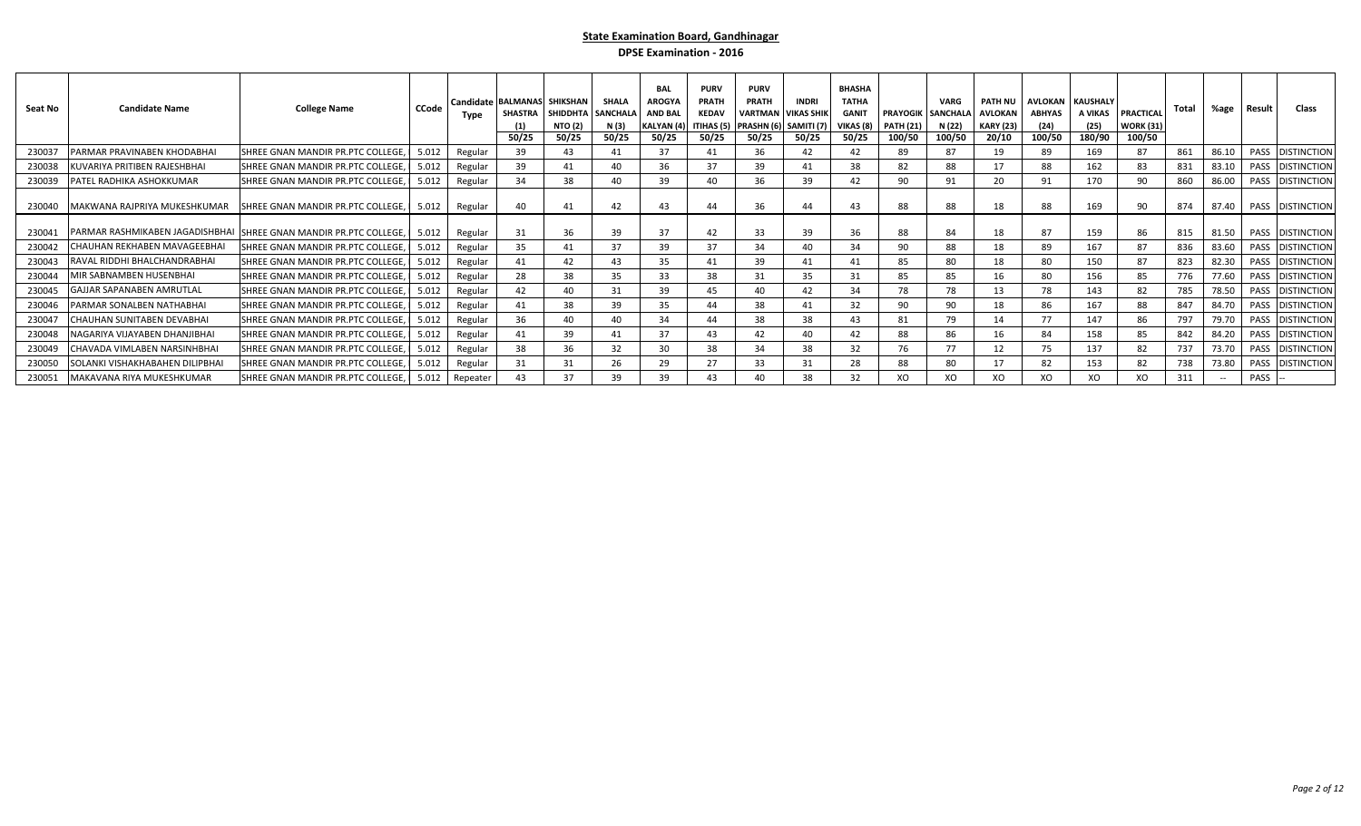## State Examination Board, Gandhinagar

### DPSE Examination - 2016

| Seat No | Candidate Name | College Name | CCode | Candidate Type | BALMANAS SHASTRA (1) 50/25 | SHIKSHAN SHIDDHTA NTO (2) 50/25 | SHALA SANCHALA N (3) 50/25 | BAL AROGYA AND BAL KALYAN (4) 50/25 | PURV PRATH KEDAV ITIHAS (5) 50/25 | PURV PRATH VARTMAN PRASHN (6) 50/25 | INDRI VIKAS SHIK SAMITI (7) 50/25 | BHASHA TATHA GANIT VIKAS (8) 50/25 | PRAYOGIK PATH (21) 100/50 | VARG SANCHALA N (22) 100/50 | PATH NU AVLOKAN KARY (23) 20/10 | AVLOKAN ABHYAS (24) 100/50 | KAUSHALY A VIKAS (25) 180/90 | PRACTICAL WORK (31) 100/50 | Total | %age | Result | Class |
|---|---|---|---|---|---|---|---|---|---|---|---|---|---|---|---|---|---|---|---|---|---|---|
| 230037 | PARMAR PRAVINABEN KHODABHAI | SHREE GNAN MANDIR PR.PTC COLLEGE, | 5.012 | Regular | 39 | 43 | 41 | 37 | 41 | 36 | 42 | 42 | 89 | 87 | 19 | 89 | 169 | 87 | 861 | 86.10 | PASS | DISTINCTION |
| 230038 | KUVARIYA PRITIBEN RAJESHBHAI | SHREE GNAN MANDIR PR.PTC COLLEGE, | 5.012 | Regular | 39 | 41 | 40 | 36 | 37 | 39 | 41 | 38 | 82 | 88 | 17 | 88 | 162 | 83 | 831 | 83.10 | PASS | DISTINCTION |
| 230039 | PATEL RADHIKA ASHOKKUMAR | SHREE GNAN MANDIR PR.PTC COLLEGE, | 5.012 | Regular | 34 | 38 | 40 | 39 | 40 | 36 | 39 | 42 | 90 | 91 | 20 | 91 | 170 | 90 | 860 | 86.00 | PASS | DISTINCTION |
| 230040 | MAKWANA RAJPRIYA MUKESHKUMAR | SHREE GNAN MANDIR PR.PTC COLLEGE, | 5.012 | Regular | 40 | 41 | 42 | 43 | 44 | 36 | 44 | 43 | 88 | 88 | 18 | 88 | 169 | 90 | 874 | 87.40 | PASS | DISTINCTION |
| 230041 | PARMAR RASHMIKABEN JAGADISHBHAI | SHREE GNAN MANDIR PR.PTC COLLEGE, | 5.012 | Regular | 31 | 36 | 39 | 37 | 42 | 33 | 39 | 36 | 88 | 84 | 18 | 87 | 159 | 86 | 815 | 81.50 | PASS | DISTINCTION |
| 230042 | CHAUHAN REKHABEN MAVAGEEBHAI | SHREE GNAN MANDIR PR.PTC COLLEGE, | 5.012 | Regular | 35 | 41 | 37 | 39 | 37 | 34 | 40 | 34 | 90 | 88 | 18 | 89 | 167 | 87 | 836 | 83.60 | PASS | DISTINCTION |
| 230043 | RAVAL RIDDHI BHALCHANDRABHAI | SHREE GNAN MANDIR PR.PTC COLLEGE, | 5.012 | Regular | 41 | 42 | 43 | 35 | 41 | 39 | 41 | 41 | 85 | 80 | 18 | 80 | 150 | 87 | 823 | 82.30 | PASS | DISTINCTION |
| 230044 | MIR SABNAMBEN HUSENBHAI | SHREE GNAN MANDIR PR.PTC COLLEGE, | 5.012 | Regular | 28 | 38 | 35 | 33 | 38 | 31 | 35 | 31 | 85 | 85 | 16 | 80 | 156 | 85 | 776 | 77.60 | PASS | DISTINCTION |
| 230045 | GAJJAR SAPANABEN AMRUTLAL | SHREE GNAN MANDIR PR.PTC COLLEGE, | 5.012 | Regular | 42 | 40 | 31 | 39 | 45 | 40 | 42 | 34 | 78 | 78 | 13 | 78 | 143 | 82 | 785 | 78.50 | PASS | DISTINCTION |
| 230046 | PARMAR SONALBEN NATHABHAI | SHREE GNAN MANDIR PR.PTC COLLEGE, | 5.012 | Regular | 41 | 38 | 39 | 35 | 44 | 38 | 41 | 32 | 90 | 90 | 18 | 86 | 167 | 88 | 847 | 84.70 | PASS | DISTINCTION |
| 230047 | CHAUHAN SUNITABEN DEVABHAI | SHREE GNAN MANDIR PR.PTC COLLEGE, | 5.012 | Regular | 36 | 40 | 40 | 34 | 44 | 38 | 38 | 43 | 81 | 79 | 14 | 77 | 147 | 86 | 797 | 79.70 | PASS | DISTINCTION |
| 230048 | NAGARIYA VIJAYABEN DHANJIBHAI | SHREE GNAN MANDIR PR.PTC COLLEGE, | 5.012 | Regular | 41 | 39 | 41 | 37 | 43 | 42 | 40 | 42 | 88 | 86 | 16 | 84 | 158 | 85 | 842 | 84.20 | PASS | DISTINCTION |
| 230049 | CHAVADA VIMLABEN NARSINHBHAI | SHREE GNAN MANDIR PR.PTC COLLEGE, | 5.012 | Regular | 38 | 36 | 32 | 30 | 38 | 34 | 38 | 32 | 76 | 77 | 12 | 75 | 137 | 82 | 737 | 73.70 | PASS | DISTINCTION |
| 230050 | SOLANKI VISHAKHABAHEN DILIPBHAI | SHREE GNAN MANDIR PR.PTC COLLEGE, | 5.012 | Regular | 31 | 31 | 26 | 29 | 27 | 33 | 31 | 28 | 88 | 80 | 17 | 82 | 153 | 82 | 738 | 73.80 | PASS | DISTINCTION |
| 230051 | MAKAVANA RIYA MUKESHKUMAR | SHREE GNAN MANDIR PR.PTC COLLEGE, | 5.012 | Repeater | 43 | 37 | 39 | 39 | 43 | 40 | 38 | 32 | XO | XO | XO | XO | XO | XO | 311 | -- | PASS | -- |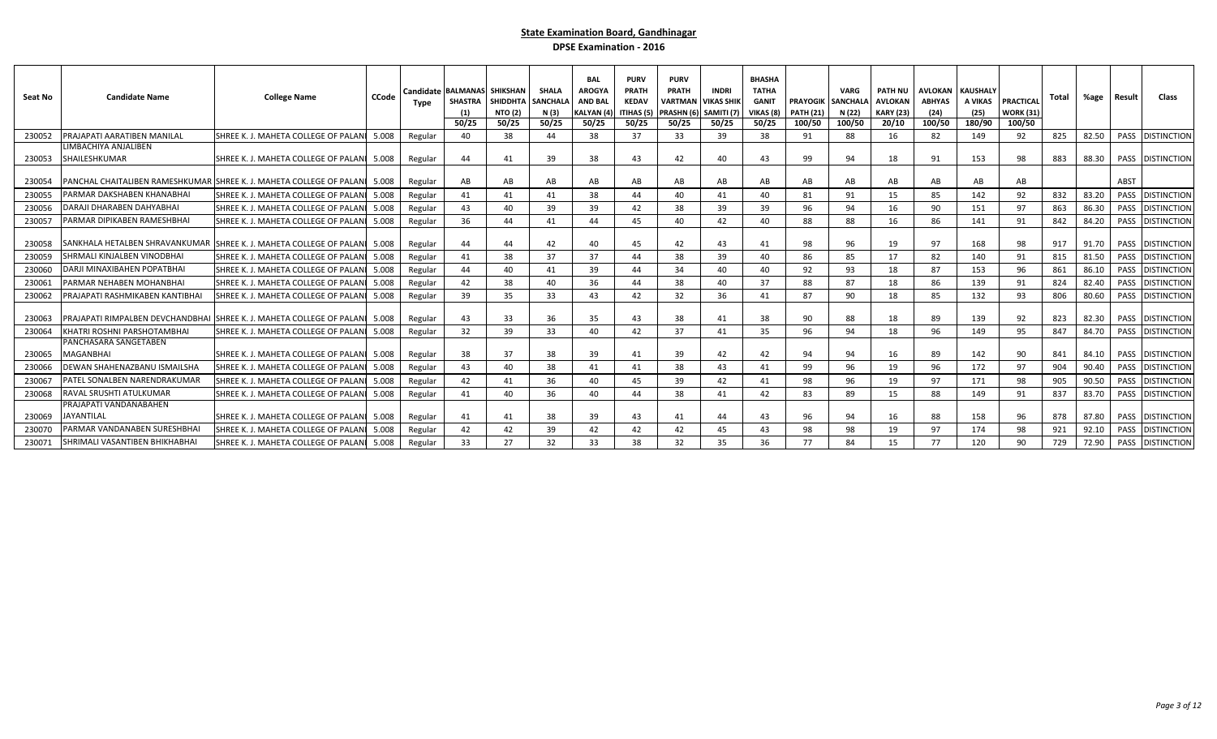**State Examination Board, Gandhinagar**

**DPSE Examination - 2016**

| Seat No | Candidate Name | College Name | CCode | Candidate Type | BALMANAS SHASTRA (1) | SHIKSHAN SHIDDHTA NTO (2) | SHALA SANCHALA N (3) | BAL AROGYA AND BAL KALYAN (4) | PURV PRATH KEDAV ITIHAS (5) | PURV PRATH VARTMAN PRASHN (6) | INDRI VIKAS SHIK SAMITI (7) | BHASHA TATHA GANIT VIKAS (8) | PRAYOGIK PATH (21) | VARG SANCHALA N (22) | PATH NU AVLOKAN KARY (23) | AVLOKAN ABHYAS (24) | KAUSHALY A VIKAS (25) | PRACTICAL WORK (31) | Total | %age | Result | Class |
|---|---|---|---|---|---|---|---|---|---|---|---|---|---|---|---|---|---|---|---|---|---|---|
| | | | | | 50/25 | 50/25 | 50/25 | 50/25 | 50/25 | 50/25 | 50/25 | 50/25 | 100/50 | 100/50 | 20/10 | 100/50 | 180/90 | 100/50 | | | | |
| 230052 | PRAJAPATI AARATIBEN MANILAL | SHREE K. J. MAHETA COLLEGE OF PALANI | 5.008 | Regular | 40 | 38 | 44 | 38 | 37 | 33 | 39 | 38 | 91 | 88 | 16 | 82 | 149 | 92 | 825 | 82.50 | PASS | DISTINCTION |
| 230053 | LIMBACHIYA ANJALIBEN SHAILESHKUMAR | SHREE K. J. MAHETA COLLEGE OF PALANI | 5.008 | Regular | 44 | 41 | 39 | 38 | 43 | 42 | 40 | 43 | 99 | 94 | 18 | 91 | 153 | 98 | 883 | 88.30 | PASS | DISTINCTION |
| 230054 | PANCHAL CHAITALIBEN RAMESHKUMAR | SHREE K. J. MAHETA COLLEGE OF PALANI | 5.008 | Regular | AB | AB | AB | AB | AB | AB | AB | AB | AB | AB | AB | AB | AB | AB | | | ABST | |
| 230055 | PARMAR DAKSHABEN KHANABHAI | SHREE K. J. MAHETA COLLEGE OF PALANI | 5.008 | Regular | 41 | 41 | 41 | 38 | 44 | 40 | 41 | 40 | 81 | 91 | 15 | 85 | 142 | 92 | 832 | 83.20 | PASS | DISTINCTION |
| 230056 | DARAJI DHARABEN DAHYABHAI | SHREE K. J. MAHETA COLLEGE OF PALANI | 5.008 | Regular | 43 | 40 | 39 | 39 | 42 | 38 | 39 | 39 | 96 | 94 | 16 | 90 | 151 | 97 | 863 | 86.30 | PASS | DISTINCTION |
| 230057 | PARMAR DIPIKABEN RAMESHBHAI | SHREE K. J. MAHETA COLLEGE OF PALANI | 5.008 | Regular | 36 | 44 | 41 | 44 | 45 | 40 | 42 | 40 | 88 | 88 | 16 | 86 | 141 | 91 | 842 | 84.20 | PASS | DISTINCTION |
| 230058 | SANKHALA HETALBEN SHRAVANKUMAR | SHREE K. J. MAHETA COLLEGE OF PALANI | 5.008 | Regular | 44 | 44 | 42 | 40 | 45 | 42 | 43 | 41 | 98 | 96 | 19 | 97 | 168 | 98 | 917 | 91.70 | PASS | DISTINCTION |
| 230059 | SHRMALI KINJALBEN VINODBHAI | SHREE K. J. MAHETA COLLEGE OF PALANI | 5.008 | Regular | 41 | 38 | 37 | 37 | 44 | 38 | 39 | 40 | 86 | 85 | 17 | 82 | 140 | 91 | 815 | 81.50 | PASS | DISTINCTION |
| 230060 | DARJI MINAXIBAHEN POPATBHAI | SHREE K. J. MAHETA COLLEGE OF PALANI | 5.008 | Regular | 44 | 40 | 41 | 39 | 44 | 34 | 40 | 40 | 92 | 93 | 18 | 87 | 153 | 96 | 861 | 86.10 | PASS | DISTINCTION |
| 230061 | PARMAR NEHABEN MOHANBHAI | SHREE K. J. MAHETA COLLEGE OF PALANI | 5.008 | Regular | 42 | 38 | 40 | 36 | 44 | 38 | 40 | 37 | 88 | 87 | 18 | 86 | 139 | 91 | 824 | 82.40 | PASS | DISTINCTION |
| 230062 | PRAJAPATI RASHMIKABEN KANTIBHAI | SHREE K. J. MAHETA COLLEGE OF PALANI | 5.008 | Regular | 39 | 35 | 33 | 43 | 42 | 32 | 36 | 41 | 87 | 90 | 18 | 85 | 132 | 93 | 806 | 80.60 | PASS | DISTINCTION |
| 230063 | PRAJAPATI RIMPALBEN DEVCHANDBHAI | SHREE K. J. MAHETA COLLEGE OF PALANI | 5.008 | Regular | 43 | 33 | 36 | 35 | 43 | 38 | 41 | 38 | 90 | 88 | 18 | 89 | 139 | 92 | 823 | 82.30 | PASS | DISTINCTION |
| 230064 | KHATRI ROSHNI PARSHOTAMBHAI | SHREE K. J. MAHETA COLLEGE OF PALANI | 5.008 | Regular | 32 | 39 | 33 | 40 | 42 | 37 | 41 | 35 | 96 | 94 | 18 | 96 | 149 | 95 | 847 | 84.70 | PASS | DISTINCTION |
| 230065 | PANCHASARA SANGETABEN MAGANBHAI | SHREE K. J. MAHETA COLLEGE OF PALANI | 5.008 | Regular | 38 | 37 | 38 | 39 | 41 | 39 | 42 | 42 | 94 | 94 | 16 | 89 | 142 | 90 | 841 | 84.10 | PASS | DISTINCTION |
| 230066 | DEWAN SHAHENAZBANU ISMAILSHA | SHREE K. J. MAHETA COLLEGE OF PALANI | 5.008 | Regular | 43 | 40 | 38 | 41 | 41 | 38 | 43 | 41 | 99 | 96 | 19 | 96 | 172 | 97 | 904 | 90.40 | PASS | DISTINCTION |
| 230067 | PATEL SONALBEN NARENDRAKUMAR | SHREE K. J. MAHETA COLLEGE OF PALANI | 5.008 | Regular | 42 | 41 | 36 | 40 | 45 | 39 | 42 | 41 | 98 | 96 | 19 | 97 | 171 | 98 | 905 | 90.50 | PASS | DISTINCTION |
| 230068 | RAVAL SRUSHTI ATULKUMAR | SHREE K. J. MAHETA COLLEGE OF PALANI | 5.008 | Regular | 41 | 40 | 36 | 40 | 44 | 38 | 41 | 42 | 83 | 89 | 15 | 88 | 149 | 91 | 837 | 83.70 | PASS | DISTINCTION |
| 230069 | PRAJAPATI VANDANABAHEN JAYANTILAL | SHREE K. J. MAHETA COLLEGE OF PALANI | 5.008 | Regular | 41 | 41 | 38 | 39 | 43 | 41 | 44 | 43 | 96 | 94 | 16 | 88 | 158 | 96 | 878 | 87.80 | PASS | DISTINCTION |
| 230070 | PARMAR VANDANABEN SURESHBHAI | SHREE K. J. MAHETA COLLEGE OF PALANI | 5.008 | Regular | 42 | 42 | 39 | 42 | 42 | 42 | 45 | 43 | 98 | 98 | 19 | 97 | 174 | 98 | 921 | 92.10 | PASS | DISTINCTION |
| 230071 | SHRIMALI VASANTIBEN BHIKHABHAI | SHREE K. J. MAHETA COLLEGE OF PALANI | 5.008 | Regular | 33 | 27 | 32 | 33 | 38 | 32 | 35 | 36 | 77 | 84 | 15 | 77 | 120 | 90 | 729 | 72.90 | PASS | DISTINCTION |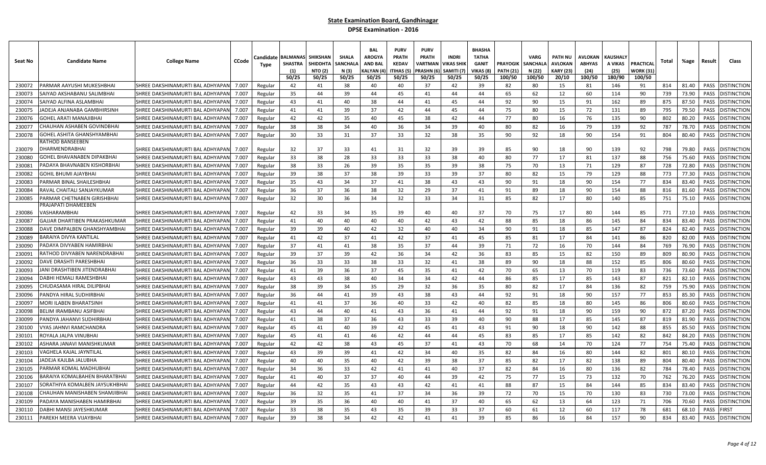## State Examination Board, Gandhinagar

### DPSE Examination - 2016

| Seat No | Candidate Name | College Name | CCode | Candidate Type | BALMANAS SHASTRA (1) 50/25 | SHIKSHAN SHIDDHTA NTO (2) 50/25 | SHALA SANCHALA N (3) 50/25 | BAL AROGYA AND BAL KALYAN (4) 50/25 | PURV PRATH KEDAV ITIHAS (5) 50/25 | PURV PRATH VARTMAN PRASHN (6) 50/25 | INDRI VIKAS SHIK SAMITI (7) 50/25 | BHASHA TATHA GANIT VIKAS (8) 50/25 | PRAYOGIK PATH (21) 100/50 | VARG SANCHALA N (22) 100/50 | PATH NU AVLOKAN KARY (23) 20/10 | AVLOKAN ABHYAS (24) 100/50 | KAUSHALY A VIKAS (25) 180/90 | PRACTICAL WORK (31) 100/50 | Total | %age | Result | Class |
|---|---|---|---|---|---|---|---|---|---|---|---|---|---|---|---|---|---|---|---|---|---|---|
| 230072 | PARMAR AAYUSHI MUKESHBHAI | SHREE DAKSHINAMURTI BAL ADHYAPAN | 7.007 | Regular | 42 | 41 | 38 | 40 | 40 | 37 | 42 | 39 | 82 | 80 | 15 | 81 | 146 | 91 | 814 | 81.40 | PASS | DISTINCTION |
| 230073 | SAIYAD AKSHABANU SALIMBHAI | SHREE DAKSHINAMURTI BAL ADHYAPAN | 7.007 | Regular | 35 | 44 | 39 | 44 | 45 | 41 | 44 | 44 | 65 | 62 | 12 | 60 | 114 | 90 | 739 | 73.90 | PASS | DISTINCTION |
| 230074 | SAIYAD ALFINA ASLAMBHAI | SHREE DAKSHINAMURTI BAL ADHYAPAN | 7.007 | Regular | 43 | 41 | 40 | 38 | 44 | 41 | 45 | 44 | 92 | 90 | 15 | 91 | 162 | 89 | 875 | 87.50 | PASS | DISTINCTION |
| 230075 | JADEJA ANJANABA GAMBHIRSINH | SHREE DAKSHINAMURTI BAL ADHYAPAN | 7.007 | Regular | 41 | 41 | 39 | 37 | 42 | 44 | 45 | 44 | 75 | 80 | 15 | 72 | 131 | 89 | 795 | 79.50 | PASS | DISTINCTION |
| 230076 | GOHEL ARATI MANAJIBHAI | SHREE DAKSHINAMURTI BAL ADHYAPAN | 7.007 | Regular | 42 | 42 | 35 | 40 | 45 | 38 | 42 | 44 | 77 | 80 | 16 | 76 | 135 | 90 | 802 | 80.20 | PASS | DISTINCTION |
| 230077 | CHAUHAN ASHABEN GOVINDBHAI | SHREE DAKSHINAMURTI BAL ADHYAPAN | 7.007 | Regular | 38 | 38 | 34 | 40 | 36 | 34 | 39 | 40 | 80 | 82 | 16 | 79 | 139 | 92 | 787 | 78.70 | PASS | DISTINCTION |
| 230078 | GOHEL ASHITA GHANSHYAMBHAI | SHREE DAKSHINAMURTI BAL ADHYAPAN | 7.007 | Regular | 30 | 33 | 31 | 37 | 33 | 32 | 38 | 35 | 90 | 92 | 18 | 90 | 154 | 91 | 804 | 80.40 | PASS | DISTINCTION |
| 230079 | RATHOD BANSEEBEN DHARMENDRABHAI | SHREE DAKSHINAMURTI BAL ADHYAPAN | 7.007 | Regular | 32 | 37 | 33 | 41 | 31 | 32 | 39 | 39 | 85 | 90 | 18 | 90 | 139 | 92 | 798 | 79.80 | PASS | DISTINCTION |
| 230080 | GOHEL BHAVANABEN DIPAKBHAI | SHREE DAKSHINAMURTI BAL ADHYAPAN | 7.007 | Regular | 33 | 38 | 28 | 33 | 33 | 33 | 38 | 40 | 80 | 77 | 17 | 81 | 137 | 88 | 756 | 75.60 | PASS | DISTINCTION |
| 230081 | PADAYA BHAVNABEN KISHORBHAI | SHREE DAKSHINAMURTI BAL ADHYAPAN | 7.007 | Regular | 38 | 33 | 26 | 39 | 35 | 35 | 39 | 38 | 75 | 70 | 13 | 71 | 129 | 87 | 728 | 72.80 | PASS | DISTINCTION |
| 230082 | GOHIL BHUMI AJAYBHAI | SHREE DAKSHINAMURTI BAL ADHYAPAN | 7.007 | Regular | 39 | 38 | 37 | 38 | 39 | 33 | 39 | 37 | 80 | 82 | 15 | 79 | 129 | 88 | 773 | 77.30 | PASS | DISTINCTION |
| 230083 | PARMAR BINAL SHAILESHBHAI | SHREE DAKSHINAMURTI BAL ADHYAPAN | 7.007 | Regular | 35 | 43 | 34 | 37 | 41 | 38 | 43 | 43 | 90 | 91 | 18 | 90 | 154 | 77 | 834 | 83.40 | PASS | DISTINCTION |
| 230084 | RAVAL CHAITALI SANJAYKUMAR | SHREE DAKSHINAMURTI BAL ADHYAPAN | 7.007 | Regular | 36 | 37 | 36 | 38 | 32 | 29 | 37 | 41 | 91 | 89 | 18 | 90 | 154 | 88 | 816 | 81.60 | PASS | DISTINCTION |
| 230085 | PARMAR CHETNABEN GIRISHBHAI | SHREE DAKSHINAMURTI BAL ADHYAPAN | 7.007 | Regular | 32 | 30 | 36 | 34 | 32 | 33 | 34 | 31 | 85 | 82 | 17 | 80 | 140 | 85 | 751 | 75.10 | PASS | DISTINCTION |
| 230086 | PRAJAPATI DHAMEEBEN VASHARAMBHAI | SHREE DAKSHINAMURTI BAL ADHYAPAN | 7.007 | Regular | 42 | 33 | 34 | 35 | 39 | 40 | 40 | 37 | 70 | 75 | 17 | 80 | 144 | 85 | 771 | 77.10 | PASS | DISTINCTION |
| 230087 | GAJJAR DHARTIBEN PRAKASHKUMAR | SHREE DAKSHINAMURTI BAL ADHYAPAN | 7.007 | Regular | 41 | 40 | 40 | 40 | 40 | 42 | 43 | 42 | 88 | 85 | 18 | 86 | 145 | 84 | 834 | 83.40 | PASS | DISTINCTION |
| 230088 | DAVE DIMPALBEN GHANSHYAMBHAI | SHREE DAKSHINAMURTI BAL ADHYAPAN | 7.007 | Regular | 39 | 39 | 40 | 42 | 32 | 40 | 40 | 34 | 90 | 91 | 18 | 85 | 147 | 87 | 824 | 82.40 | PASS | DISTINCTION |
| 230089 | BARAIYA DIVYA KANTILAL | SHREE DAKSHINAMURTI BAL ADHYAPAN | 7.007 | Regular | 41 | 42 | 37 | 41 | 42 | 37 | 41 | 45 | 85 | 81 | 17 | 84 | 141 | 86 | 820 | 82.00 | PASS | DISTINCTION |
| 230090 | PADAYA DIVYABEN HAMIRBHAI | SHREE DAKSHINAMURTI BAL ADHYAPAN | 7.007 | Regular | 37 | 41 | 41 | 38 | 35 | 37 | 44 | 39 | 71 | 72 | 16 | 70 | 144 | 84 | 769 | 76.90 | PASS | DISTINCTION |
| 230091 | RATHOD DIVYABEN NARENDRABHAI | SHREE DAKSHINAMURTI BAL ADHYAPAN | 7.007 | Regular | 39 | 37 | 39 | 42 | 36 | 34 | 42 | 36 | 83 | 85 | 15 | 82 | 150 | 89 | 809 | 80.90 | PASS | DISTINCTION |
| 230092 | DAVE DRASHTI PARESHBHAI | SHREE DAKSHINAMURTI BAL ADHYAPAN | 7.007 | Regular | 36 | 33 | 33 | 38 | 33 | 32 | 41 | 38 | 89 | 90 | 18 | 88 | 152 | 85 | 806 | 80.60 | PASS | DISTINCTION |
| 230093 | JANI DRASHTIBEN JITENDRABHAI | SHREE DAKSHINAMURTI BAL ADHYAPAN | 7.007 | Regular | 41 | 39 | 36 | 37 | 45 | 35 | 41 | 42 | 70 | 65 | 13 | 70 | 119 | 83 | 736 | 73.60 | PASS | DISTINCTION |
| 230094 | DABHI HEMALI RAMESHBHAI | SHREE DAKSHINAMURTI BAL ADHYAPAN | 7.007 | Regular | 43 | 43 | 38 | 40 | 34 | 34 | 42 | 44 | 86 | 85 | 17 | 85 | 143 | 87 | 821 | 82.10 | PASS | DISTINCTION |
| 230095 | CHUDASAMA HIRAL DILIPBHAI | SHREE DAKSHINAMURTI BAL ADHYAPAN | 7.007 | Regular | 38 | 39 | 34 | 35 | 29 | 32 | 36 | 35 | 80 | 82 | 17 | 84 | 136 | 82 | 759 | 75.90 | PASS | DISTINCTION |
| 230096 | PANDYA HIRAL SUDHIRBHAI | SHREE DAKSHINAMURTI BAL ADHYAPAN | 7.007 | Regular | 36 | 44 | 41 | 39 | 43 | 38 | 43 | 44 | 92 | 91 | 18 | 90 | 157 | 77 | 853 | 85.30 | PASS | DISTINCTION |
| 230097 | MORI ILABEN BHARATSINH | SHREE DAKSHINAMURTI BAL ADHYAPAN | 7.007 | Regular | 41 | 41 | 37 | 36 | 40 | 33 | 42 | 40 | 82 | 85 | 18 | 80 | 145 | 86 | 806 | 80.60 | PASS | DISTINCTION |
| 230098 | BELIM IRAMBANU ASIFBHAI | SHREE DAKSHINAMURTI BAL ADHYAPAN | 7.007 | Regular | 43 | 44 | 40 | 41 | 43 | 36 | 41 | 44 | 92 | 91 | 18 | 90 | 159 | 90 | 872 | 87.20 | PASS | DISTINCTION |
| 230099 | PANDYA JAHANVI SUDHIRBHAI | SHREE DAKSHINAMURTI BAL ADHYAPAN | 7.007 | Regular | 41 | 38 | 37 | 36 | 43 | 33 | 39 | 40 | 90 | 88 | 17 | 85 | 145 | 87 | 819 | 81.90 | PASS | DISTINCTION |
| 230100 | VYAS JAHNVI RAMCHANDRA | SHREE DAKSHINAMURTI BAL ADHYAPAN | 7.007 | Regular | 45 | 41 | 40 | 39 | 42 | 45 | 41 | 43 | 91 | 90 | 18 | 90 | 142 | 88 | 855 | 85.50 | PASS | DISTINCTION |
| 230101 | ROYALA JALPA VINUBHAI | SHREE DAKSHINAMURTI BAL ADHYAPAN | 7.007 | Regular | 45 | 41 | 41 | 46 | 42 | 44 | 44 | 45 | 83 | 85 | 17 | 85 | 142 | 82 | 842 | 84.20 | PASS | DISTINCTION |
| 230102 | ASHARA JANAVI MANISHKUMAR | SHREE DAKSHINAMURTI BAL ADHYAPAN | 7.007 | Regular | 42 | 42 | 38 | 43 | 45 | 37 | 41 | 43 | 70 | 68 | 14 | 70 | 124 | 77 | 754 | 75.40 | PASS | DISTINCTION |
| 230103 | VAGHELA KAJAL JAYNTILAL | SHREE DAKSHINAMURTI BAL ADHYAPAN | 7.007 | Regular | 43 | 39 | 39 | 41 | 42 | 34 | 40 | 35 | 82 | 84 | 16 | 80 | 144 | 82 | 801 | 80.10 | PASS | DISTINCTION |
| 230104 | JADEJA KAJLBA JALUBHA | SHREE DAKSHINAMURTI BAL ADHYAPAN | 7.007 | Regular | 40 | 40 | 35 | 40 | 42 | 39 | 38 | 37 | 85 | 82 | 17 | 82 | 138 | 89 | 804 | 80.40 | PASS | DISTINCTION |
| 230105 | PARMAR KOMAL MADHUBHAI | SHREE DAKSHINAMURTI BAL ADHYAPAN | 7.007 | Regular | 34 | 36 | 33 | 42 | 41 | 41 | 40 | 37 | 82 | 84 | 16 | 80 | 136 | 82 | 784 | 78.40 | PASS | DISTINCTION |
| 230106 | BARAIYA KOMALBAHEN BHARATBHAI | SHREE DAKSHINAMURTI BAL ADHYAPAN | 7.007 | Regular | 41 | 40 | 37 | 37 | 40 | 44 | 39 | 42 | 75 | 77 | 15 | 73 | 132 | 70 | 762 | 76.20 | PASS | DISTINCTION |
| 230107 | SORATHIYA KOMALBEN JAYSUKHBHAI | SHREE DAKSHINAMURTI BAL ADHYAPAN | 7.007 | Regular | 44 | 42 | 35 | 43 | 43 | 42 | 41 | 41 | 88 | 87 | 15 | 84 | 144 | 85 | 834 | 83.40 | PASS | DISTINCTION |
| 230108 | CHAUHAN MANISHABEN SHAMJIBHAI | SHREE DAKSHINAMURTI BAL ADHYAPAN | 7.007 | Regular | 36 | 32 | 35 | 41 | 37 | 34 | 36 | 39 | 72 | 70 | 15 | 70 | 130 | 83 | 730 | 73.00 | PASS | DISTINCTION |
| 230109 | PADAYA MANISHABEN HAMIRBHAI | SHREE DAKSHINAMURTI BAL ADHYAPAN | 7.007 | Regular | 39 | 35 | 36 | 40 | 40 | 41 | 37 | 40 | 65 | 62 | 13 | 64 | 123 | 71 | 706 | 70.60 | PASS | DISTINCTION |
| 230110 | DABHI MANSI JAYESHKUMAR | SHREE DAKSHINAMURTI BAL ADHYAPAN | 7.007 | Regular | 33 | 38 | 35 | 43 | 35 | 39 | 33 | 37 | 60 | 61 | 12 | 60 | 117 | 78 | 681 | 68.10 | PASS | FIRST |
| 230111 | PAREKH MEERA VIJAYBHAI | SHREE DAKSHINAMURTI BAL ADHYAPAN | 7.007 | Regular | 39 | 38 | 34 | 42 | 42 | 41 | 41 | 39 | 85 | 86 | 16 | 84 | 157 | 90 | 834 | 83.40 | PASS | DISTINCTION |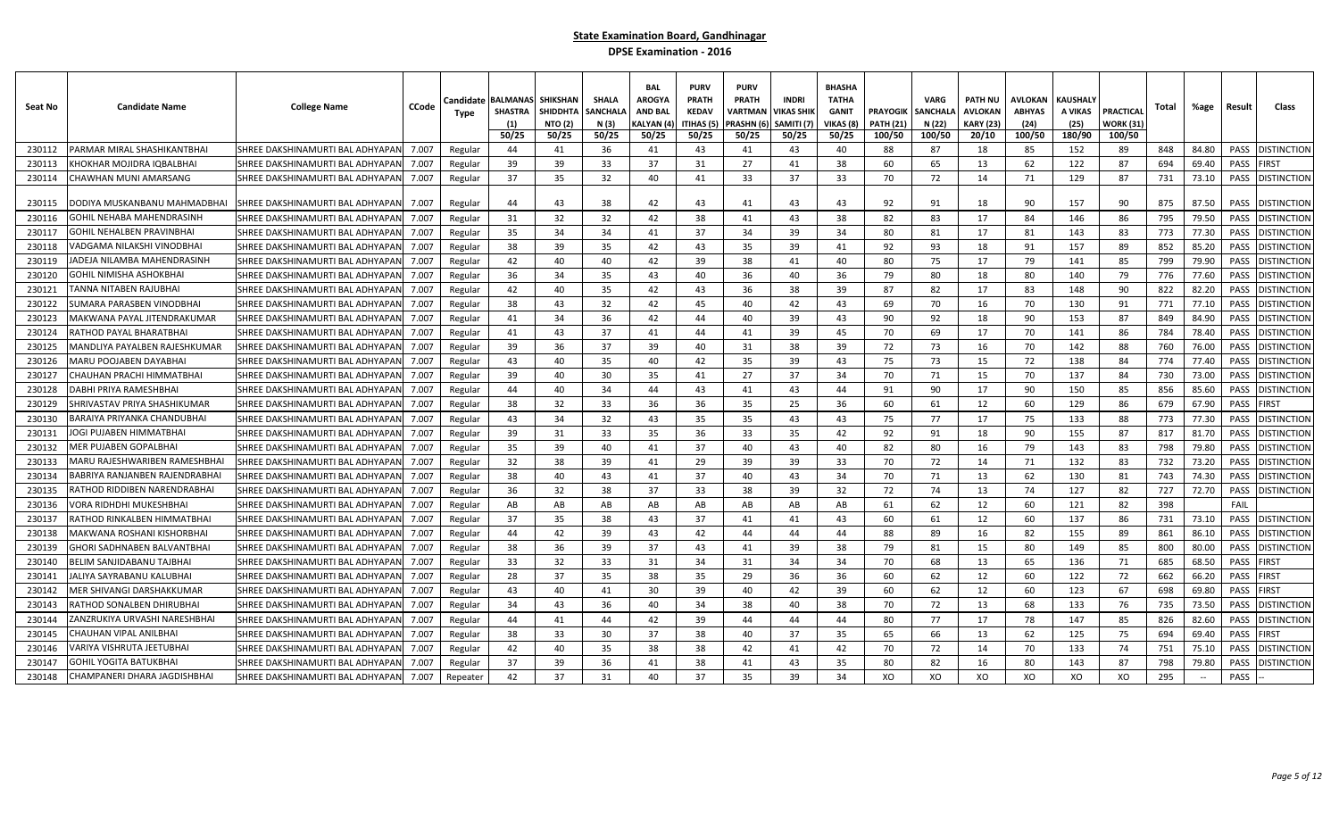## State Examination Board, Gandhinagar

### DPSE Examination - 2016

| Seat No | Candidate Name | College Name | CCode | Candidate Type | BALMANAS SHASTRA (1) 50/25 | SHIKSHAN SHIDDHTA NTO (2) 50/25 | SHALA SANCHALA N (3) 50/25 | BAL AROGYA AND BAL KALYAN (4) 50/25 | PURV PRATH KEDAV ITIHAS (5) 50/25 | PURV PRATH VARTMAN PRASHN (6) 50/25 | INDRI VIKAS SHIK SAMITI (7) 50/25 | BHASHA TATHA GANIT VIKAS (8) 50/25 | PRAYOGIK PATH (21) 100/50 | VARG SANCHALA N (22) 100/50 | PATH NU AVLOKAN KARY (23) 20/10 | AVLOKAN ABHYAS (24) 100/50 | KAUSHALY A VIKAS (25) 180/90 | PRACTICAL WORK (31) 100/50 | Total | %age | Result | Class |
|---|---|---|---|---|---|---|---|---|---|---|---|---|---|---|---|---|---|---|---|---|---|---|
| 230112 | PARMAR MIRAL SHASHIKANTBHAI | SHREE DAKSHINAMURTI BAL ADHYAPAN | 7.007 | Regular | 44 | 41 | 36 | 41 | 43 | 41 | 43 | 40 | 88 | 87 | 18 | 85 | 152 | 89 | 848 | 84.80 | PASS | DISTINCTION |
| 230113 | KHOKHAR MOJIDRA IQBALBHAI | SHREE DAKSHINAMURTI BAL ADHYAPAN | 7.007 | Regular | 39 | 39 | 33 | 37 | 31 | 27 | 41 | 38 | 60 | 65 | 13 | 62 | 122 | 87 | 694 | 69.40 | PASS | FIRST |
| 230114 | CHAWHAN MUNI AMARSANG | SHREE DAKSHINAMURTI BAL ADHYAPAN | 7.007 | Regular | 37 | 35 | 32 | 40 | 41 | 33 | 37 | 33 | 70 | 72 | 14 | 71 | 129 | 87 | 731 | 73.10 | PASS | DISTINCTION |
| 230115 | DODIYA MUSKANBANU MAHMADBHAI | SHREE DAKSHINAMURTI BAL ADHYAPAN | 7.007 | Regular | 44 | 43 | 38 | 42 | 43 | 41 | 43 | 43 | 92 | 91 | 18 | 90 | 157 | 90 | 875 | 87.50 | PASS | DISTINCTION |
| 230116 | GOHIL NEHABA MAHENDRASINH | SHREE DAKSHINAMURTI BAL ADHYAPAN | 7.007 | Regular | 31 | 32 | 32 | 42 | 38 | 41 | 43 | 38 | 82 | 83 | 17 | 84 | 146 | 86 | 795 | 79.50 | PASS | DISTINCTION |
| 230117 | GOHIL NEHALBEN PRAVINBHAI | SHREE DAKSHINAMURTI BAL ADHYAPAN | 7.007 | Regular | 35 | 34 | 34 | 41 | 37 | 34 | 39 | 34 | 80 | 81 | 17 | 81 | 143 | 83 | 773 | 77.30 | PASS | DISTINCTION |
| 230118 | VADGAMA NILAKSHI VINODBHAI | SHREE DAKSHINAMURTI BAL ADHYAPAN | 7.007 | Regular | 38 | 39 | 35 | 42 | 43 | 35 | 39 | 41 | 92 | 93 | 18 | 91 | 157 | 89 | 852 | 85.20 | PASS | DISTINCTION |
| 230119 | JADEJA NILAMBA MAHENDRASINH | SHREE DAKSHINAMURTI BAL ADHYAPAN | 7.007 | Regular | 42 | 40 | 40 | 42 | 39 | 38 | 41 | 40 | 80 | 75 | 17 | 79 | 141 | 85 | 799 | 79.90 | PASS | DISTINCTION |
| 230120 | GOHIL NIMISHA ASHOKBHAI | SHREE DAKSHINAMURTI BAL ADHYAPAN | 7.007 | Regular | 36 | 34 | 35 | 43 | 40 | 36 | 40 | 36 | 79 | 80 | 18 | 80 | 140 | 79 | 776 | 77.60 | PASS | DISTINCTION |
| 230121 | TANNA NITABEN RAJUBHAI | SHREE DAKSHINAMURTI BAL ADHYAPAN | 7.007 | Regular | 42 | 40 | 35 | 42 | 43 | 36 | 38 | 39 | 87 | 82 | 17 | 83 | 148 | 90 | 822 | 82.20 | PASS | DISTINCTION |
| 230122 | SUMARA PARASBEN VINODBHAI | SHREE DAKSHINAMURTI BAL ADHYAPAN | 7.007 | Regular | 38 | 43 | 32 | 42 | 45 | 40 | 42 | 43 | 69 | 70 | 16 | 70 | 130 | 91 | 771 | 77.10 | PASS | DISTINCTION |
| 230123 | MAKWANA PAYAL JITENDRAKUMAR | SHREE DAKSHINAMURTI BAL ADHYAPAN | 7.007 | Regular | 41 | 34 | 36 | 42 | 44 | 40 | 39 | 43 | 90 | 92 | 18 | 90 | 153 | 87 | 849 | 84.90 | PASS | DISTINCTION |
| 230124 | RATHOD PAYAL BHARATBHAI | SHREE DAKSHINAMURTI BAL ADHYAPAN | 7.007 | Regular | 41 | 43 | 37 | 41 | 44 | 41 | 39 | 45 | 70 | 69 | 17 | 70 | 141 | 86 | 784 | 78.40 | PASS | DISTINCTION |
| 230125 | MANDLIYA PAYALBEN RAJESHKUMAR | SHREE DAKSHINAMURTI BAL ADHYAPAN | 7.007 | Regular | 39 | 36 | 37 | 39 | 40 | 31 | 38 | 39 | 72 | 73 | 16 | 70 | 142 | 88 | 760 | 76.00 | PASS | DISTINCTION |
| 230126 | MARU POOJABEN DAYABHAI | SHREE DAKSHINAMURTI BAL ADHYAPAN | 7.007 | Regular | 43 | 40 | 35 | 40 | 42 | 35 | 39 | 43 | 75 | 73 | 15 | 72 | 138 | 84 | 774 | 77.40 | PASS | DISTINCTION |
| 230127 | CHAUHAN PRACHI HIMMATBHAI | SHREE DAKSHINAMURTI BAL ADHYAPAN | 7.007 | Regular | 39 | 40 | 30 | 35 | 41 | 27 | 37 | 34 | 70 | 71 | 15 | 70 | 137 | 84 | 730 | 73.00 | PASS | DISTINCTION |
| 230128 | DABHI PRIYA RAMESHBHAI | SHREE DAKSHINAMURTI BAL ADHYAPAN | 7.007 | Regular | 44 | 40 | 34 | 44 | 43 | 41 | 43 | 44 | 91 | 90 | 17 | 90 | 150 | 85 | 856 | 85.60 | PASS | DISTINCTION |
| 230129 | SHRIVASTAV PRIYA SHASHIKUMAR | SHREE DAKSHINAMURTI BAL ADHYAPAN | 7.007 | Regular | 38 | 32 | 33 | 36 | 36 | 35 | 25 | 36 | 60 | 61 | 12 | 60 | 129 | 86 | 679 | 67.90 | PASS | FIRST |
| 230130 | BARAIYA PRIYANKA CHANDUBHAI | SHREE DAKSHINAMURTI BAL ADHYAPAN | 7.007 | Regular | 43 | 34 | 32 | 43 | 35 | 35 | 43 | 43 | 75 | 77 | 17 | 75 | 133 | 88 | 773 | 77.30 | PASS | DISTINCTION |
| 230131 | JOGI PUJABEN HIMMATBHAI | SHREE DAKSHINAMURTI BAL ADHYAPAN | 7.007 | Regular | 39 | 31 | 33 | 35 | 36 | 33 | 35 | 42 | 92 | 91 | 18 | 90 | 155 | 87 | 817 | 81.70 | PASS | DISTINCTION |
| 230132 | MER PUJABEN GOPALBHAI | SHREE DAKSHINAMURTI BAL ADHYAPAN | 7.007 | Regular | 35 | 39 | 40 | 41 | 37 | 40 | 43 | 40 | 82 | 80 | 16 | 79 | 143 | 83 | 798 | 79.80 | PASS | DISTINCTION |
| 230133 | MARU RAJESHWARIBEN RAMESHBHAI | SHREE DAKSHINAMURTI BAL ADHYAPAN | 7.007 | Regular | 32 | 38 | 39 | 41 | 29 | 39 | 39 | 33 | 70 | 72 | 14 | 71 | 132 | 83 | 732 | 73.20 | PASS | DISTINCTION |
| 230134 | BABRIYA RANJANBEN RAJENDRABHAI | SHREE DAKSHINAMURTI BAL ADHYAPAN | 7.007 | Regular | 38 | 40 | 43 | 41 | 37 | 40 | 43 | 34 | 70 | 71 | 13 | 62 | 130 | 81 | 743 | 74.30 | PASS | DISTINCTION |
| 230135 | RATHOD RIDDIBEN NARENDRABHAI | SHREE DAKSHINAMURTI BAL ADHYAPAN | 7.007 | Regular | 36 | 32 | 38 | 37 | 33 | 38 | 39 | 32 | 72 | 74 | 13 | 74 | 127 | 82 | 727 | 72.70 | PASS | DISTINCTION |
| 230136 | VORA RIDHDHI MUKESHBHAI | SHREE DAKSHINAMURTI BAL ADHYAPAN | 7.007 | Regular | AB | AB | AB | AB | AB | AB | AB | AB | 61 | 62 | 12 | 60 | 121 | 82 | 398 | | FAIL | |
| 230137 | RATHOD RINKALBEN HIMMATBHAI | SHREE DAKSHINAMURTI BAL ADHYAPAN | 7.007 | Regular | 37 | 35 | 38 | 43 | 37 | 41 | 41 | 43 | 60 | 61 | 12 | 60 | 137 | 86 | 731 | 73.10 | PASS | DISTINCTION |
| 230138 | MAKWANA ROSHANI KISHORBHAI | SHREE DAKSHINAMURTI BAL ADHYAPAN | 7.007 | Regular | 44 | 42 | 39 | 43 | 42 | 44 | 44 | 44 | 88 | 89 | 16 | 82 | 155 | 89 | 861 | 86.10 | PASS | DISTINCTION |
| 230139 | GHORI SADHNABEN BALVANTBHAI | SHREE DAKSHINAMURTI BAL ADHYAPAN | 7.007 | Regular | 38 | 36 | 39 | 37 | 43 | 41 | 39 | 38 | 79 | 81 | 15 | 80 | 149 | 85 | 800 | 80.00 | PASS | DISTINCTION |
| 230140 | BELIM SANJIDABANU TAJBHAI | SHREE DAKSHINAMURTI BAL ADHYAPAN | 7.007 | Regular | 33 | 32 | 33 | 31 | 34 | 31 | 34 | 34 | 70 | 68 | 13 | 65 | 136 | 71 | 685 | 68.50 | PASS | FIRST |
| 230141 | JALIYA SAYRABANU KALUBHAI | SHREE DAKSHINAMURTI BAL ADHYAPAN | 7.007 | Regular | 28 | 37 | 35 | 38 | 35 | 29 | 36 | 36 | 60 | 62 | 12 | 60 | 122 | 72 | 662 | 66.20 | PASS | FIRST |
| 230142 | MER SHIVANGI DARSHAKKUMAR | SHREE DAKSHINAMURTI BAL ADHYAPAN | 7.007 | Regular | 43 | 40 | 41 | 30 | 39 | 40 | 42 | 39 | 60 | 62 | 12 | 60 | 123 | 67 | 698 | 69.80 | PASS | FIRST |
| 230143 | RATHOD SONALBEN DHIRUBHAI | SHREE DAKSHINAMURTI BAL ADHYAPAN | 7.007 | Regular | 34 | 43 | 36 | 40 | 34 | 38 | 40 | 38 | 70 | 72 | 13 | 68 | 133 | 76 | 735 | 73.50 | PASS | DISTINCTION |
| 230144 | ZANZRUKIYA URVASHI NARESHBHAI | SHREE DAKSHINAMURTI BAL ADHYAPAN | 7.007 | Regular | 44 | 41 | 44 | 42 | 39 | 44 | 44 | 44 | 80 | 77 | 17 | 78 | 147 | 85 | 826 | 82.60 | PASS | DISTINCTION |
| 230145 | CHAUHAN VIPAL ANILBHAI | SHREE DAKSHINAMURTI BAL ADHYAPAN | 7.007 | Regular | 38 | 33 | 30 | 37 | 38 | 40 | 37 | 35 | 65 | 66 | 13 | 62 | 125 | 75 | 694 | 69.40 | PASS | FIRST |
| 230146 | VARIYA VISHRUTA JEETUBHAI | SHREE DAKSHINAMURTI BAL ADHYAPAN | 7.007 | Regular | 42 | 40 | 35 | 38 | 38 | 42 | 41 | 42 | 70 | 72 | 14 | 70 | 133 | 74 | 751 | 75.10 | PASS | DISTINCTION |
| 230147 | GOHIL YOGITA BATUKBHAI | SHREE DAKSHINAMURTI BAL ADHYAPAN | 7.007 | Regular | 37 | 39 | 36 | 41 | 38 | 41 | 43 | 35 | 80 | 82 | 16 | 80 | 143 | 87 | 798 | 79.80 | PASS | DISTINCTION |
| 230148 | CHAMPANERI DHARA JAGDISHBHAI | SHREE DAKSHINAMURTI BAL ADHYAPAN | 7.007 | Repeater | 42 | 37 | 31 | 40 | 37 | 35 | 39 | 34 | XO | XO | XO | XO | XO | XO | 295 | -- | PASS | -- |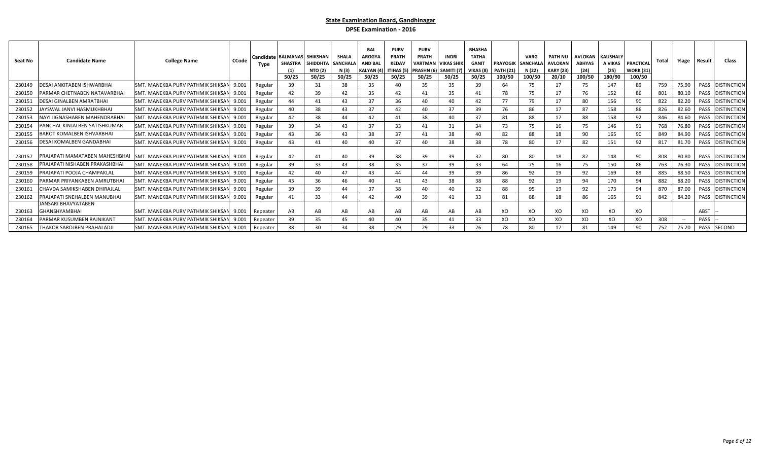## State Examination Board, Gandhinagar

### DPSE Examination - 2016

| Seat No | Candidate Name | College Name | CCode | Candidate Type | BALMANAS SHASTRA (1) 50/25 | SHIKSHAN SHIDDHTA NTO (2) 50/25 | SHALA SANCHALA N (3) 50/25 | BAL AROGYA AND BAL KALYAN (4) 50/25 | PURV PRATH KEDAV ITIHAS (5) 50/25 | PURV PRATH VARTMAN PRASHN (6) 50/25 | INDRI VIKAS SHIK SAMITI (7) 50/25 | BHASHA TATHA GANIT VIKAS (8) 50/25 | PRAYOGIK PATH (21) 100/50 | VARG SANCHALA N (22) 100/50 | PATH NU AVLOKAN KARY (23) 20/10 | AVLOKAN ABHYAS (24) 100/50 | KAUSHALY A VIKAS (25) 180/90 | PRACTICAL WORK (31) 100/50 | Total | %age | Result | Class |
|---|---|---|---|---|---|---|---|---|---|---|---|---|---|---|---|---|---|---|---|---|---|---|
| 230149 | DESAI ANKITABEN ISHWARBHAI | SMT. MANEKBA PURV PATHMIK SHIKSAN | 9.001 | Regular | 39 | 31 | 38 | 35 | 40 | 35 | 35 | 39 | 64 | 75 | 17 | 75 | 147 | 89 | 759 | 75.90 | PASS | DISTINCTION |
| 230150 | PARMAR CHETNABEN NATAVARBHAI | SMT. MANEKBA PURV PATHMIK SHIKSAN | 9.001 | Regular | 42 | 39 | 42 | 35 | 42 | 41 | 35 | 41 | 78 | 75 | 17 | 76 | 152 | 86 | 801 | 80.10 | PASS | DISTINCTION |
| 230151 | DESAI GINALBEN AMRATBHAI | SMT. MANEKBA PURV PATHMIK SHIKSAN | 9.001 | Regular | 44 | 41 | 43 | 37 | 36 | 40 | 40 | 42 | 77 | 79 | 17 | 80 | 156 | 90 | 822 | 82.20 | PASS | DISTINCTION |
| 230152 | JAYSWAL JANVI HASMUKHBHAI | SMT. MANEKBA PURV PATHMIK SHIKSAN | 9.001 | Regular | 40 | 38 | 43 | 37 | 42 | 40 | 37 | 39 | 76 | 86 | 17 | 87 | 158 | 86 | 826 | 82.60 | PASS | DISTINCTION |
| 230153 | NAYI JIGNASHABEN MAHENDRABHAI | SMT. MANEKBA PURV PATHMIK SHIKSAN | 9.001 | Regular | 42 | 38 | 44 | 42 | 41 | 38 | 40 | 37 | 81 | 88 | 17 | 88 | 158 | 92 | 846 | 84.60 | PASS | DISTINCTION |
| 230154 | PANCHAL KINJALBEN SATISHKUMAR | SMT. MANEKBA PURV PATHMIK SHIKSAN | 9.001 | Regular | 39 | 34 | 43 | 37 | 33 | 41 | 31 | 34 | 73 | 75 | 16 | 75 | 146 | 91 | 768 | 76.80 | PASS | DISTINCTION |
| 230155 | BAROT KOMALBEN ISHVARBHAI | SMT. MANEKBA PURV PATHMIK SHIKSAN | 9.001 | Regular | 43 | 36 | 43 | 38 | 37 | 41 | 38 | 40 | 82 | 88 | 18 | 90 | 165 | 90 | 849 | 84.90 | PASS | DISTINCTION |
| 230156 | DESAI KOMALBEN GANDABHAI | SMT. MANEKBA PURV PATHMIK SHIKSAN | 9.001 | Regular | 43 | 41 | 40 | 40 | 37 | 40 | 38 | 38 | 78 | 80 | 17 | 82 | 151 | 92 | 817 | 81.70 | PASS | DISTINCTION |
| 230157 | PRAJAPATI MAMATABEN MAHESHBHAI | SMT. MANEKBA PURV PATHMIK SHIKSAN | 9.001 | Regular | 42 | 41 | 40 | 39 | 38 | 39 | 39 | 32 | 80 | 80 | 18 | 82 | 148 | 90 | 808 | 80.80 | PASS | DISTINCTION |
| 230158 | PRAJAPATI NISHABEN PRAKASHBHAI | SMT. MANEKBA PURV PATHMIK SHIKSAN | 9.001 | Regular | 39 | 33 | 43 | 38 | 35 | 37 | 39 | 33 | 64 | 75 | 16 | 75 | 150 | 86 | 763 | 76.30 | PASS | DISTINCTION |
| 230159 | PRAJAPATI POOJA CHAMPAKLAL | SMT. MANEKBA PURV PATHMIK SHIKSAN | 9.001 | Regular | 42 | 40 | 47 | 43 | 44 | 44 | 39 | 39 | 86 | 92 | 19 | 92 | 169 | 89 | 885 | 88.50 | PASS | DISTINCTION |
| 230160 | PARMAR PRIYANKABEN AMRUTBHAI | SMT. MANEKBA PURV PATHMIK SHIKSAN | 9.001 | Regular | 43 | 36 | 46 | 40 | 41 | 43 | 38 | 38 | 88 | 92 | 19 | 94 | 170 | 94 | 882 | 88.20 | PASS | DISTINCTION |
| 230161 | CHAVDA SAMIKSHABEN DHIRAJLAL | SMT. MANEKBA PURV PATHMIK SHIKSAN | 9.001 | Regular | 39 | 39 | 44 | 37 | 38 | 40 | 40 | 32 | 88 | 95 | 19 | 92 | 173 | 94 | 870 | 87.00 | PASS | DISTINCTION |
| 230162 | PRAJAPATI SNEHALBEN MANUBHAI | SMT. MANEKBA PURV PATHMIK SHIKSAN | 9.001 | Regular | 41 | 33 | 44 | 42 | 40 | 39 | 41 | 33 | 81 | 88 | 18 | 86 | 165 | 91 | 842 | 84.20 | PASS | DISTINCTION |
| 230163 | JANSARI BHAVYATABEN GHANSHYAMBHAI | SMT. MANEKBA PURV PATHMIK SHIKSAN | 9.001 | Repeater | AB | AB | AB | AB | AB | AB | AB | AB | XO | XO | XO | XO | XO | XO | | | ABST | -- |
| 230164 | PARMAR KUSUMBEN RAJNIKANT | SMT. MANEKBA PURV PATHMIK SHIKSAN | 9.001 | Repeater | 39 | 35 | 45 | 40 | 40 | 35 | 41 | 33 | XO | XO | XO | XO | XO | XO | 308 | -- | PASS | -- |
| 230165 | THAKOR SAROJBEN PRAHALADJI | SMT. MANEKBA PURV PATHMIK SHIKSAN | 9.001 | Repeater | 38 | 30 | 34 | 38 | 29 | 29 | 33 | 26 | 78 | 80 | 17 | 81 | 149 | 90 | 752 | 75.20 | PASS | SECOND |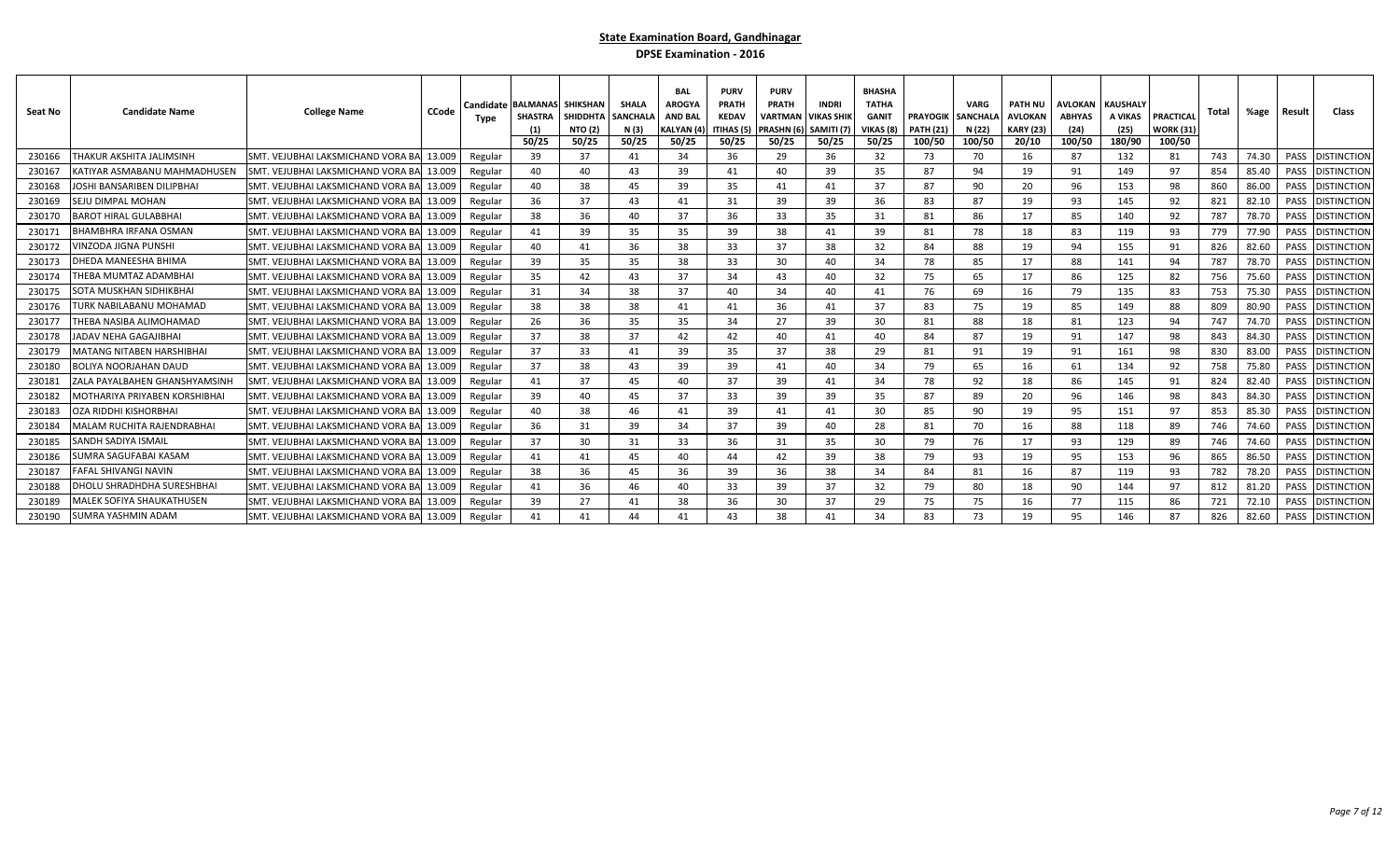**State Examination Board, Gandhinagar**

**DPSE Examination - 2016**

| Seat No | Candidate Name | College Name | CCode | Candidate Type | BALMANAS SHASTRA (1) | SHIKSHAN SHIDDHTA NTO (2) | SHALA SANCHALA N (3) | BAL AROGYA AND BAL KALYAN (4) | PURV PRATH KEDAV ITIHAS (5) | PURV PRATH VARTMAN PRASHN (6) | INDRI VIKAS SHIK SAMITI (7) | BHASHA TATHA GANIT VIKAS (8) | PRAYOGIK PATH (21) | VARG SANCHALA N (22) | PATH NU AVLOKAN KARY (23) | AVLOKAN ABHYAS (24) | KAUSHALY A VIKAS (25) | PRACTICAL WORK (31) | Total | %age | Result | Class |
|---|---|---|---|---|---|---|---|---|---|---|---|---|---|---|---|---|---|---|---|---|---|---|
| | | | | | 50/25 | 50/25 | 50/25 | 50/25 | 50/25 | 50/25 | 50/25 | 50/25 | 100/50 | 100/50 | 20/10 | 100/50 | 180/90 | 100/50 | | | | |
| 230166 | THAKUR AKSHITA JALIMSINH | SMT. VEJUBHAI LAKSMICHAND VORA BA | 13.009 | Regular | 39 | 37 | 41 | 34 | 36 | 29 | 36 | 32 | 73 | 70 | 16 | 87 | 132 | 81 | 743 | 74.30 | PASS | DISTINCTION |
| 230167 | KATIYAR ASMABANU MAHMADHUSEN | SMT. VEJUBHAI LAKSMICHAND VORA BA | 13.009 | Regular | 40 | 40 | 43 | 39 | 41 | 40 | 39 | 35 | 87 | 94 | 19 | 91 | 149 | 97 | 854 | 85.40 | PASS | DISTINCTION |
| 230168 | JOSHI BANSARIBEN DILIPBHAI | SMT. VEJUBHAI LAKSMICHAND VORA BA | 13.009 | Regular | 40 | 38 | 45 | 39 | 35 | 41 | 41 | 37 | 87 | 90 | 20 | 96 | 153 | 98 | 860 | 86.00 | PASS | DISTINCTION |
| 230169 | SEJU DIMPAL MOHAN | SMT. VEJUBHAI LAKSMICHAND VORA BA | 13.009 | Regular | 36 | 37 | 43 | 41 | 31 | 39 | 39 | 36 | 83 | 87 | 19 | 93 | 145 | 92 | 821 | 82.10 | PASS | DISTINCTION |
| 230170 | BAROT HIRAL GULABBHAI | SMT. VEJUBHAI LAKSMICHAND VORA BA | 13.009 | Regular | 38 | 36 | 40 | 37 | 36 | 33 | 35 | 31 | 81 | 86 | 17 | 85 | 140 | 92 | 787 | 78.70 | PASS | DISTINCTION |
| 230171 | BHAMBHRA IRFANA OSMAN | SMT. VEJUBHAI LAKSMICHAND VORA BA | 13.009 | Regular | 41 | 39 | 35 | 35 | 39 | 38 | 41 | 39 | 81 | 78 | 18 | 83 | 119 | 93 | 779 | 77.90 | PASS | DISTINCTION |
| 230172 | VINZODA JIGNA PUNSHI | SMT. VEJUBHAI LAKSMICHAND VORA BA | 13.009 | Regular | 40 | 41 | 36 | 38 | 33 | 37 | 38 | 32 | 84 | 88 | 19 | 94 | 155 | 91 | 826 | 82.60 | PASS | DISTINCTION |
| 230173 | DHEDA MANEESHA BHIMA | SMT. VEJUBHAI LAKSMICHAND VORA BA | 13.009 | Regular | 39 | 35 | 35 | 38 | 33 | 30 | 40 | 34 | 78 | 85 | 17 | 88 | 141 | 94 | 787 | 78.70 | PASS | DISTINCTION |
| 230174 | THEBA MUMTAZ ADAMBHAI | SMT. VEJUBHAI LAKSMICHAND VORA BA | 13.009 | Regular | 35 | 42 | 43 | 37 | 34 | 43 | 40 | 32 | 75 | 65 | 17 | 86 | 125 | 82 | 756 | 75.60 | PASS | DISTINCTION |
| 230175 | SOTA MUSKHAN SIDHIKBHAI | SMT. VEJUBHAI LAKSMICHAND VORA BA | 13.009 | Regular | 31 | 34 | 38 | 37 | 40 | 34 | 40 | 41 | 76 | 69 | 16 | 79 | 135 | 83 | 753 | 75.30 | PASS | DISTINCTION |
| 230176 | TURK NABILABANU MOHAMAD | SMT. VEJUBHAI LAKSMICHAND VORA BA | 13.009 | Regular | 38 | 38 | 38 | 41 | 41 | 36 | 41 | 37 | 83 | 75 | 19 | 85 | 149 | 88 | 809 | 80.90 | PASS | DISTINCTION |
| 230177 | THEBA NASIBA ALIMOHAMAD | SMT. VEJUBHAI LAKSMICHAND VORA BA | 13.009 | Regular | 26 | 36 | 35 | 35 | 34 | 27 | 39 | 30 | 81 | 88 | 18 | 81 | 123 | 94 | 747 | 74.70 | PASS | DISTINCTION |
| 230178 | JADAV NEHA GAGAJIBHAI | SMT. VEJUBHAI LAKSMICHAND VORA BA | 13.009 | Regular | 37 | 38 | 37 | 42 | 42 | 40 | 41 | 40 | 84 | 87 | 19 | 91 | 147 | 98 | 843 | 84.30 | PASS | DISTINCTION |
| 230179 | MATANG NITABEN HARSHIBHAI | SMT. VEJUBHAI LAKSMICHAND VORA BA | 13.009 | Regular | 37 | 33 | 41 | 39 | 35 | 37 | 38 | 29 | 81 | 91 | 19 | 91 | 161 | 98 | 830 | 83.00 | PASS | DISTINCTION |
| 230180 | BOLIYA NOORJAHAN DAUD | SMT. VEJUBHAI LAKSMICHAND VORA BA | 13.009 | Regular | 37 | 38 | 43 | 39 | 39 | 41 | 40 | 34 | 79 | 65 | 16 | 61 | 134 | 92 | 758 | 75.80 | PASS | DISTINCTION |
| 230181 | ZALA PAYALBAHEN GHANSHYAMSINH | SMT. VEJUBHAI LAKSMICHAND VORA BA | 13.009 | Regular | 41 | 37 | 45 | 40 | 37 | 39 | 41 | 34 | 78 | 92 | 18 | 86 | 145 | 91 | 824 | 82.40 | PASS | DISTINCTION |
| 230182 | MOTHARIYA PRIYABEN KORSHIBHAI | SMT. VEJUBHAI LAKSMICHAND VORA BA | 13.009 | Regular | 39 | 40 | 45 | 37 | 33 | 39 | 39 | 35 | 87 | 89 | 20 | 96 | 146 | 98 | 843 | 84.30 | PASS | DISTINCTION |
| 230183 | OZA RIDDHI KISHORBHAI | SMT. VEJUBHAI LAKSMICHAND VORA BA | 13.009 | Regular | 40 | 38 | 46 | 41 | 39 | 41 | 41 | 30 | 85 | 90 | 19 | 95 | 151 | 97 | 853 | 85.30 | PASS | DISTINCTION |
| 230184 | MALAM RUCHITA RAJENDRABHAI | SMT. VEJUBHAI LAKSMICHAND VORA BA | 13.009 | Regular | 36 | 31 | 39 | 34 | 37 | 39 | 40 | 28 | 81 | 70 | 16 | 88 | 118 | 89 | 746 | 74.60 | PASS | DISTINCTION |
| 230185 | SANDH SADIYA ISMAIL | SMT. VEJUBHAI LAKSMICHAND VORA BA | 13.009 | Regular | 37 | 30 | 31 | 33 | 36 | 31 | 35 | 30 | 79 | 76 | 17 | 93 | 129 | 89 | 746 | 74.60 | PASS | DISTINCTION |
| 230186 | SUMRA SAGUFABAI KASAM | SMT. VEJUBHAI LAKSMICHAND VORA BA | 13.009 | Regular | 41 | 41 | 45 | 40 | 44 | 42 | 39 | 38 | 79 | 93 | 19 | 95 | 153 | 96 | 865 | 86.50 | PASS | DISTINCTION |
| 230187 | FAFAL SHIVANGI NAVIN | SMT. VEJUBHAI LAKSMICHAND VORA BA | 13.009 | Regular | 38 | 36 | 45 | 36 | 39 | 36 | 38 | 34 | 84 | 81 | 16 | 87 | 119 | 93 | 782 | 78.20 | PASS | DISTINCTION |
| 230188 | DHOLU SHRADHDHA SURESHBHAI | SMT. VEJUBHAI LAKSMICHAND VORA BA | 13.009 | Regular | 41 | 36 | 46 | 40 | 33 | 39 | 37 | 32 | 79 | 80 | 18 | 90 | 144 | 97 | 812 | 81.20 | PASS | DISTINCTION |
| 230189 | MALEK SOFIYA SHAUKATHUSEN | SMT. VEJUBHAI LAKSMICHAND VORA BA | 13.009 | Regular | 39 | 27 | 41 | 38 | 36 | 30 | 37 | 29 | 75 | 75 | 16 | 77 | 115 | 86 | 721 | 72.10 | PASS | DISTINCTION |
| 230190 | SUMRA YASHMIN ADAM | SMT. VEJUBHAI LAKSMICHAND VORA BA | 13.009 | Regular | 41 | 41 | 44 | 41 | 43 | 38 | 41 | 34 | 83 | 73 | 19 | 95 | 146 | 87 | 826 | 82.60 | PASS | DISTINCTION |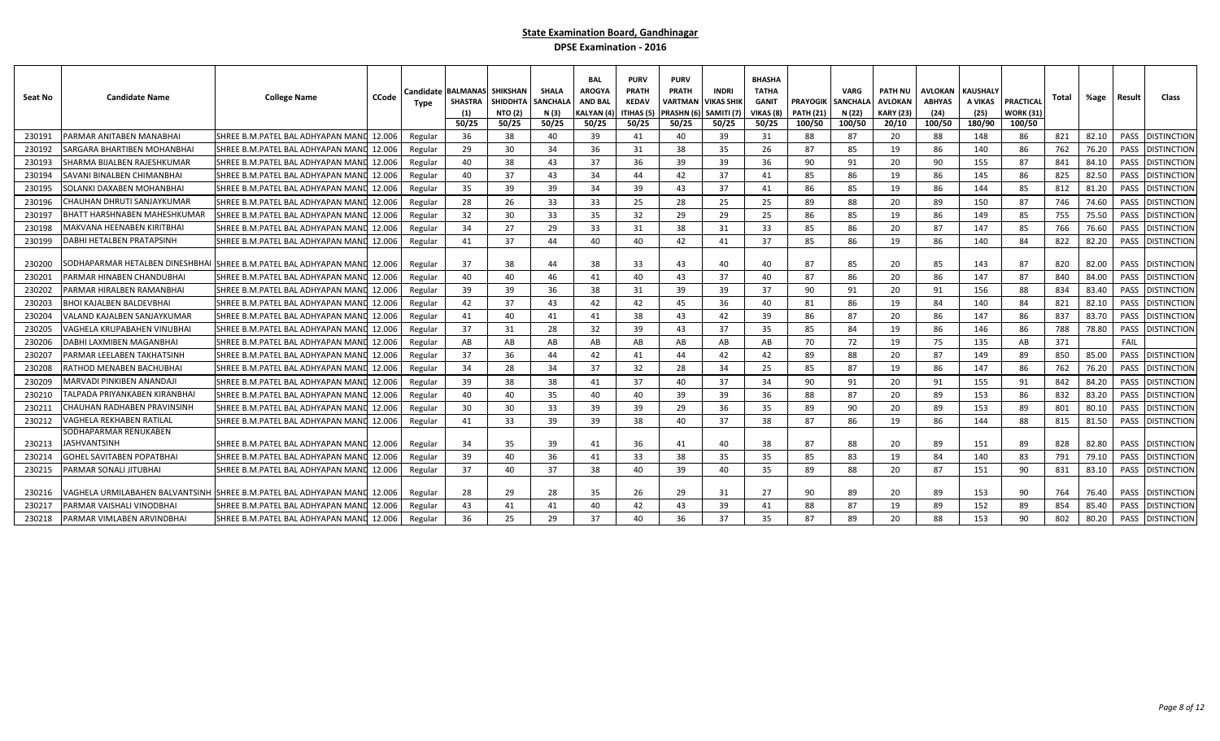## State Examination Board, Gandhinagar

### DPSE Examination - 2016

| Seat No | Candidate Name | College Name | CCode | Candidate Type | BALMANAS SHASTRA (1) 50/25 | SHIKSHAN SHIDDHTA NTO (2) 50/25 | SHALA SANCHALAN (3) 50/25 | BAL AROGYA AND BAL KALYAN (4) 50/25 | PURV PRATH KEDAV ITIHAS (5) 50/25 | PURV PRATH VARTMAN PRASHN (6) 50/25 | INDRI VIKAS SHIK SAMITI (7) 50/25 | BHASHA TATHA GANIT VIKAS (8) 50/25 | PRAYOGIK PATH (21) 100/50 | VARG SANCHALA N (22) 100/50 | PATH NU AVLOKAN KARY (23) 20/10 | AVLOKAN ABHYAS (24) 100/50 | KAUSHALY A VIKAS (25) 180/90 | PRACTICAL WORK (31) 100/50 | Total | %age | Result | Class |
|---|---|---|---|---|---|---|---|---|---|---|---|---|---|---|---|---|---|---|---|---|---|---|
| 230191 | PARMAR ANITABEN MANABHAI | SHREE B.M.PATEL BAL ADHYAPAN MAND | 12.006 | Regular | 36 | 38 | 40 | 39 | 41 | 40 | 39 | 31 | 88 | 87 | 20 | 88 | 148 | 86 | 821 | 82.10 | PASS | DISTINCTION |
| 230192 | SARGARA BHARTIBEN MOHANBHAI | SHREE B.M.PATEL BAL ADHYAPAN MAND | 12.006 | Regular | 29 | 30 | 34 | 36 | 31 | 38 | 35 | 26 | 87 | 85 | 19 | 86 | 140 | 86 | 762 | 76.20 | PASS | DISTINCTION |
| 230193 | SHARMA BIJALBEN RAJESHKUMAR | SHREE B.M.PATEL BAL ADHYAPAN MAND | 12.006 | Regular | 40 | 38 | 43 | 37 | 36 | 39 | 39 | 36 | 90 | 91 | 20 | 90 | 155 | 87 | 841 | 84.10 | PASS | DISTINCTION |
| 230194 | SAVANI BINALBEN CHIMANBHAI | SHREE B.M.PATEL BAL ADHYAPAN MAND | 12.006 | Regular | 40 | 37 | 43 | 34 | 44 | 42 | 37 | 41 | 85 | 86 | 19 | 86 | 145 | 86 | 825 | 82.50 | PASS | DISTINCTION |
| 230195 | SOLANKI DAXABEN MOHANBHAI | SHREE B.M.PATEL BAL ADHYAPAN MAND | 12.006 | Regular | 35 | 39 | 39 | 34 | 39 | 43 | 37 | 41 | 86 | 85 | 19 | 86 | 144 | 85 | 812 | 81.20 | PASS | DISTINCTION |
| 230196 | CHAUHAN DHRUTI SANJAYKUMAR | SHREE B.M.PATEL BAL ADHYAPAN MAND | 12.006 | Regular | 28 | 26 | 33 | 33 | 25 | 28 | 25 | 25 | 89 | 88 | 20 | 89 | 150 | 87 | 746 | 74.60 | PASS | DISTINCTION |
| 230197 | BHATT HARSHNABEN MAHESHKUMAR | SHREE B.M.PATEL BAL ADHYAPAN MAND | 12.006 | Regular | 32 | 30 | 33 | 35 | 32 | 29 | 29 | 25 | 86 | 85 | 19 | 86 | 149 | 85 | 755 | 75.50 | PASS | DISTINCTION |
| 230198 | MAKVANA HEENABEN KIRITBHAI | SHREE B.M.PATEL BAL ADHYAPAN MAND | 12.006 | Regular | 34 | 27 | 29 | 33 | 31 | 38 | 31 | 33 | 85 | 86 | 20 | 87 | 147 | 85 | 766 | 76.60 | PASS | DISTINCTION |
| 230199 | DABHI HETALBEN PRATAPSINH | SHREE B.M.PATEL BAL ADHYAPAN MAND | 12.006 | Regular | 41 | 37 | 44 | 40 | 40 | 42 | 41 | 37 | 85 | 86 | 19 | 86 | 140 | 84 | 822 | 82.20 | PASS | DISTINCTION |
| 230200 | SODHAPARMAR HETALBEN DINESHBHAI | SHREE B.M.PATEL BAL ADHYAPAN MAND | 12.006 | Regular | 37 | 38 | 44 | 38 | 33 | 43 | 40 | 40 | 87 | 85 | 20 | 85 | 143 | 87 | 820 | 82.00 | PASS | DISTINCTION |
| 230201 | PARMAR HINABEN CHANDUBHAI | SHREE B.M.PATEL BAL ADHYAPAN MAND | 12.006 | Regular | 40 | 40 | 46 | 41 | 40 | 43 | 37 | 40 | 87 | 86 | 20 | 86 | 147 | 87 | 840 | 84.00 | PASS | DISTINCTION |
| 230202 | PARMAR HIRALBEN RAMANBHAI | SHREE B.M.PATEL BAL ADHYAPAN MAND | 12.006 | Regular | 39 | 39 | 36 | 38 | 31 | 39 | 39 | 37 | 90 | 91 | 20 | 91 | 156 | 88 | 834 | 83.40 | PASS | DISTINCTION |
| 230203 | BHOI KAJALBEN BALDEVBHAI | SHREE B.M.PATEL BAL ADHYAPAN MAND | 12.006 | Regular | 42 | 37 | 43 | 42 | 42 | 45 | 36 | 40 | 81 | 86 | 19 | 84 | 140 | 84 | 821 | 82.10 | PASS | DISTINCTION |
| 230204 | VALAND KAJALBEN SANJAYKUMAR | SHREE B.M.PATEL BAL ADHYAPAN MAND | 12.006 | Regular | 41 | 40 | 41 | 41 | 38 | 43 | 42 | 39 | 86 | 87 | 20 | 86 | 147 | 86 | 837 | 83.70 | PASS | DISTINCTION |
| 230205 | VAGHELA KRUPABAHEN VINUBHAI | SHREE B.M.PATEL BAL ADHYAPAN MAND | 12.006 | Regular | 37 | 31 | 28 | 32 | 39 | 43 | 37 | 35 | 85 | 84 | 19 | 86 | 146 | 86 | 788 | 78.80 | PASS | DISTINCTION |
| 230206 | DABHI LAXMIBEN MAGANBHAI | SHREE B.M.PATEL BAL ADHYAPAN MAND | 12.006 | Regular | AB | AB | AB | AB | AB | AB | AB | AB | 70 | 72 | 19 | 75 | 135 | AB | 371 | | FAIL | |
| 230207 | PARMAR LEELABEN TAKHATSINH | SHREE B.M.PATEL BAL ADHYAPAN MAND | 12.006 | Regular | 37 | 36 | 44 | 42 | 41 | 44 | 42 | 42 | 89 | 88 | 20 | 87 | 149 | 89 | 850 | 85.00 | PASS | DISTINCTION |
| 230208 | RATHOD MENABEN BACHUBHAI | SHREE B.M.PATEL BAL ADHYAPAN MAND | 12.006 | Regular | 34 | 28 | 34 | 37 | 32 | 28 | 34 | 25 | 85 | 87 | 19 | 86 | 147 | 86 | 762 | 76.20 | PASS | DISTINCTION |
| 230209 | MARVADI PINKIBEN ANANDAJI | SHREE B.M.PATEL BAL ADHYAPAN MAND | 12.006 | Regular | 39 | 38 | 38 | 41 | 37 | 40 | 37 | 34 | 90 | 91 | 20 | 91 | 155 | 91 | 842 | 84.20 | PASS | DISTINCTION |
| 230210 | TALPADA PRIYANKABEN KIRANBHAI | SHREE B.M.PATEL BAL ADHYAPAN MAND | 12.006 | Regular | 40 | 40 | 35 | 40 | 40 | 39 | 39 | 36 | 88 | 87 | 20 | 89 | 153 | 86 | 832 | 83.20 | PASS | DISTINCTION |
| 230211 | CHAUHAN RADHABEN PRAVINSINH | SHREE B.M.PATEL BAL ADHYAPAN MAND | 12.006 | Regular | 30 | 30 | 33 | 39 | 39 | 29 | 36 | 35 | 89 | 90 | 20 | 89 | 153 | 89 | 801 | 80.10 | PASS | DISTINCTION |
| 230212 | VAGHELA REKHABEN RATILAL | SHREE B.M.PATEL BAL ADHYAPAN MAND | 12.006 | Regular | 41 | 33 | 39 | 39 | 38 | 40 | 37 | 38 | 87 | 86 | 19 | 86 | 144 | 88 | 815 | 81.50 | PASS | DISTINCTION |
| 230213 | SODHAPARMAR RENUKABEN JASHVANTSINH | SHREE B.M.PATEL BAL ADHYAPAN MAND | 12.006 | Regular | 34 | 35 | 39 | 41 | 36 | 41 | 40 | 38 | 87 | 88 | 20 | 89 | 151 | 89 | 828 | 82.80 | PASS | DISTINCTION |
| 230214 | GOHEL SAVITABEN POPATBHAI | SHREE B.M.PATEL BAL ADHYAPAN MAND | 12.006 | Regular | 39 | 40 | 36 | 41 | 33 | 38 | 35 | 35 | 85 | 83 | 19 | 84 | 140 | 83 | 791 | 79.10 | PASS | DISTINCTION |
| 230215 | PARMAR SONALI JITUBHAI | SHREE B.M.PATEL BAL ADHYAPAN MAND | 12.006 | Regular | 37 | 40 | 37 | 38 | 40 | 39 | 40 | 35 | 89 | 88 | 20 | 87 | 151 | 90 | 831 | 83.10 | PASS | DISTINCTION |
| 230216 | VAGHELA URMILABAHEN BALVANTSINH | SHREE B.M.PATEL BAL ADHYAPAN MAND | 12.006 | Regular | 28 | 29 | 28 | 35 | 26 | 29 | 31 | 27 | 90 | 89 | 20 | 89 | 153 | 90 | 764 | 76.40 | PASS | DISTINCTION |
| 230217 | PARMAR VAISHALI VINODBHAI | SHREE B.M.PATEL BAL ADHYAPAN MAND | 12.006 | Regular | 43 | 41 | 41 | 40 | 42 | 43 | 39 | 41 | 88 | 87 | 19 | 89 | 152 | 89 | 854 | 85.40 | PASS | DISTINCTION |
| 230218 | PARMAR VIMLABEN ARVINDBHAI | SHREE B.M.PATEL BAL ADHYAPAN MAND | 12.006 | Regular | 36 | 25 | 29 | 37 | 40 | 36 | 37 | 35 | 87 | 89 | 20 | 88 | 153 | 90 | 802 | 80.20 | PASS | DISTINCTION |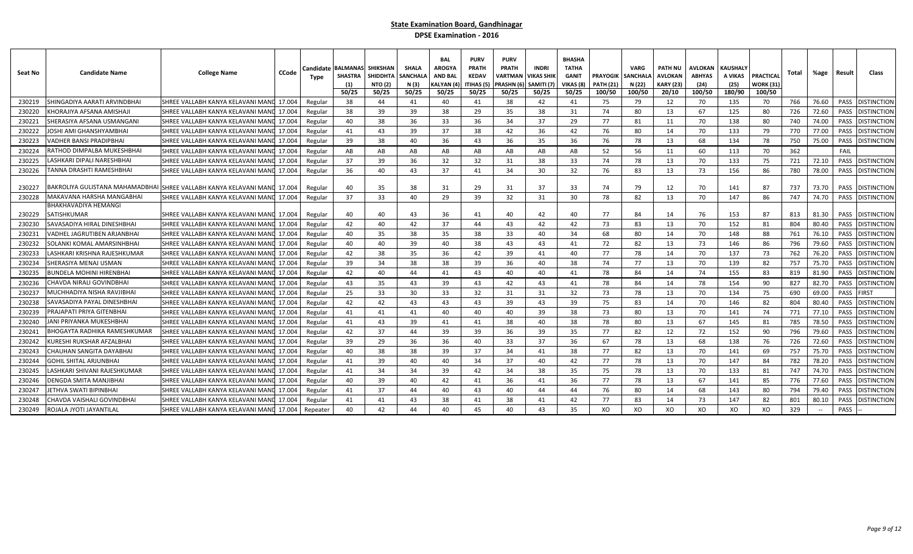## State Examination Board, Gandhinagar

### DPSE Examination - 2016

| Seat No | Candidate Name | College Name | CCode | Candidate Type | BALMANAS SHASTRA (1) 50/25 | SHIKSHAN SHIDDHTA NTO (2) 50/25 | SHALA SANCHALA N (3) 50/25 | BAL AROGYA AND BAL KALYAN (4) 50/25 | PURV PRATH KEDAV ITIHAS (5) 50/25 | PURV PRATH VARTMAN PRASHN (6) 50/25 | INDRI VIKAS SHIK SAMITI (7) 50/25 | BHASHA TATHA GANIT VIKAS (8) 50/25 | PRAYOGIK PATH (21) 100/50 | VARG SANCHALA N (22) 100/50 | PATH NU AVLOKAN KARY (23) 20/10 | AVLOKAN ABHYAS (24) 100/50 | KAUSHALY A VIKAS (25) 180/90 | PRACTICAL WORK (31) 100/50 | Total | %age | Result | Class |
|---|---|---|---|---|---|---|---|---|---|---|---|---|---|---|---|---|---|---|---|---|---|---|
| 230219 | SHINGADIYA AARATI ARVINDBHAI | SHREE VALLABH KANYA KELAVANI MAND | 17.004 | Regular | 38 | 44 | 41 | 40 | 41 | 38 | 42 | 41 | 75 | 79 | 12 | 70 | 135 | 70 | 766 | 76.60 | PASS | DISTINCTION |
| 230220 | KHORAJIYA AFSANA AMISHAJI | SHREE VALLABH KANYA KELAVANI MAND | 17.004 | Regular | 38 | 39 | 39 | 38 | 29 | 35 | 38 | 31 | 74 | 80 | 13 | 67 | 125 | 80 | 726 | 72.60 | PASS | DISTINCTION |
| 230221 | SHERASIYA AFSANA USMANGANI | SHREE VALLABH KANYA KELAVANI MAND | 17.004 | Regular | 40 | 38 | 36 | 33 | 36 | 34 | 37 | 29 | 77 | 81 | 11 | 70 | 138 | 80 | 740 | 74.00 | PASS | DISTINCTION |
| 230222 | JOSHI AMI GHANSHYAMBHAI | SHREE VALLABH KANYA KELAVANI MAND | 17.004 | Regular | 41 | 43 | 39 | 37 | 38 | 42 | 36 | 42 | 76 | 80 | 14 | 70 | 133 | 79 | 770 | 77.00 | PASS | DISTINCTION |
| 230223 | VADHER BANSI PRADIPBHAI | SHREE VALLABH KANYA KELAVANI MAND | 17.004 | Regular | 39 | 38 | 40 | 36 | 43 | 36 | 35 | 36 | 76 | 78 | 13 | 68 | 134 | 78 | 750 | 75.00 | PASS | DISTINCTION |
| 230224 | RATHOD DIMPALBA MUKESHBHAI | SHREE VALLABH KANYA KELAVANI MAND | 17.004 | Regular | AB | AB | AB | AB | AB | AB | AB | AB | 52 | 56 | 11 | 60 | 113 | 70 | 362 | | FAIL | |
| 230225 | LASHKARI DIPALI NARESHBHAI | SHREE VALLABH KANYA KELAVANI MAND | 17.004 | Regular | 37 | 39 | 36 | 32 | 32 | 31 | 38 | 33 | 74 | 78 | 13 | 70 | 133 | 75 | 721 | 72.10 | PASS | DISTINCTION |
| 230226 | TANNA DRASHTI RAMESHBHAI | SHREE VALLABH KANYA KELAVANI MAND | 17.004 | Regular | 36 | 40 | 43 | 37 | 41 | 34 | 30 | 32 | 76 | 83 | 13 | 73 | 156 | 86 | 780 | 78.00 | PASS | DISTINCTION |
| 230227 | BAKROLIYA GULISTANA MAHAMADBHAI | SHREE VALLABH KANYA KELAVANI MAND | 17.004 | Regular | 40 | 35 | 38 | 31 | 29 | 31 | 37 | 33 | 74 | 79 | 12 | 70 | 141 | 87 | 737 | 73.70 | PASS | DISTINCTION |
| 230228 | MAKAVANA HARSHA MANGABHAI | SHREE VALLABH KANYA KELAVANI MAND | 17.004 | Regular | 37 | 33 | 40 | 29 | 39 | 32 | 31 | 30 | 78 | 82 | 13 | 70 | 147 | 86 | 747 | 74.70 | PASS | DISTINCTION |
| 230229 | BHAKHAVADIYA HEMANGI SATISHKUMAR | SHREE VALLABH KANYA KELAVANI MAND | 17.004 | Regular | 40 | 40 | 43 | 36 | 41 | 40 | 42 | 40 | 77 | 84 | 14 | 76 | 153 | 87 | 813 | 81.30 | PASS | DISTINCTION |
| 230230 | SAVASADIYA HIRAL DINESHBHAI | SHREE VALLABH KANYA KELAVANI MAND | 17.004 | Regular | 42 | 40 | 42 | 37 | 44 | 43 | 42 | 42 | 73 | 83 | 13 | 70 | 152 | 81 | 804 | 80.40 | PASS | DISTINCTION |
| 230231 | VADHEL JAGRUTIBEN ARJANBHAI | SHREE VALLABH KANYA KELAVANI MAND | 17.004 | Regular | 40 | 35 | 38 | 35 | 38 | 33 | 40 | 34 | 68 | 80 | 14 | 70 | 148 | 88 | 761 | 76.10 | PASS | DISTINCTION |
| 230232 | SOLANKI KOMAL AMARSINHBHAI | SHREE VALLABH KANYA KELAVANI MAND | 17.004 | Regular | 40 | 40 | 39 | 40 | 38 | 43 | 43 | 41 | 72 | 82 | 13 | 73 | 146 | 86 | 796 | 79.60 | PASS | DISTINCTION |
| 230233 | LASHKARI KRISHNA RAJESHKUMAR | SHREE VALLABH KANYA KELAVANI MAND | 17.004 | Regular | 42 | 38 | 35 | 36 | 42 | 39 | 41 | 40 | 77 | 78 | 14 | 70 | 137 | 73 | 762 | 76.20 | PASS | DISTINCTION |
| 230234 | SHERASIYA MENAJ USMAN | SHREE VALLABH KANYA KELAVANI MAND | 17.004 | Regular | 39 | 34 | 38 | 38 | 39 | 36 | 40 | 38 | 74 | 77 | 13 | 70 | 139 | 82 | 757 | 75.70 | PASS | DISTINCTION |
| 230235 | BUNDELA MOHINI HIRENBHAI | SHREE VALLABH KANYA KELAVANI MAND | 17.004 | Regular | 42 | 40 | 44 | 41 | 43 | 40 | 40 | 41 | 78 | 84 | 14 | 74 | 155 | 83 | 819 | 81.90 | PASS | DISTINCTION |
| 230236 | CHAVDA NIRALI GOVINDBHAI | SHREE VALLABH KANYA KELAVANI MAND | 17.004 | Regular | 43 | 35 | 43 | 39 | 43 | 42 | 43 | 41 | 78 | 84 | 14 | 78 | 154 | 90 | 827 | 82.70 | PASS | DISTINCTION |
| 230237 | MUCHHADIYA NISHA RAVJIBHAI | SHREE VALLABH KANYA KELAVANI MAND | 17.004 | Regular | 25 | 33 | 30 | 33 | 32 | 31 | 31 | 32 | 73 | 78 | 13 | 70 | 134 | 75 | 690 | 69.00 | PASS | FIRST |
| 230238 | SAVASADIYA PAYAL DINESHBHAI | SHREE VALLABH KANYA KELAVANI MAND | 17.004 | Regular | 42 | 42 | 43 | 43 | 43 | 39 | 43 | 39 | 75 | 83 | 14 | 70 | 146 | 82 | 804 | 80.40 | PASS | DISTINCTION |
| 230239 | PRAJAPATI PRIYA GITENBHAI | SHREE VALLABH KANYA KELAVANI MAND | 17.004 | Regular | 41 | 41 | 41 | 40 | 40 | 40 | 39 | 38 | 73 | 80 | 13 | 70 | 141 | 74 | 771 | 77.10 | PASS | DISTINCTION |
| 230240 | JANI PRIYANKA MUKESHBHAI | SHREE VALLABH KANYA KELAVANI MAND | 17.004 | Regular | 41 | 43 | 39 | 41 | 41 | 38 | 40 | 38 | 78 | 80 | 13 | 67 | 145 | 81 | 785 | 78.50 | PASS | DISTINCTION |
| 230241 | BHOGAYTA RADHIKA RAMESHKUMAR | SHREE VALLABH KANYA KELAVANI MAND | 17.004 | Regular | 42 | 37 | 44 | 39 | 39 | 36 | 39 | 35 | 77 | 82 | 12 | 72 | 152 | 90 | 796 | 79.60 | PASS | DISTINCTION |
| 230242 | KURESHI RUKSHAR AFZALBHAI | SHREE VALLABH KANYA KELAVANI MAND | 17.004 | Regular | 39 | 29 | 36 | 36 | 40 | 33 | 37 | 36 | 67 | 78 | 13 | 68 | 138 | 76 | 726 | 72.60 | PASS | DISTINCTION |
| 230243 | CHAUHAN SANGITA DAYABHAI | SHREE VALLABH KANYA KELAVANI MAND | 17.004 | Regular | 40 | 38 | 38 | 39 | 37 | 34 | 41 | 38 | 77 | 82 | 13 | 70 | 141 | 69 | 757 | 75.70 | PASS | DISTINCTION |
| 230244 | GOHIL SHITAL ARJUNBHAI | SHREE VALLABH KANYA KELAVANI MAND | 17.004 | Regular | 41 | 39 | 40 | 40 | 34 | 37 | 40 | 42 | 77 | 78 | 13 | 70 | 147 | 84 | 782 | 78.20 | PASS | DISTINCTION |
| 230245 | LASHKARI SHIVANI RAJESHKUMAR | SHREE VALLABH KANYA KELAVANI MAND | 17.004 | Regular | 41 | 34 | 34 | 39 | 42 | 34 | 38 | 35 | 75 | 78 | 13 | 70 | 133 | 81 | 747 | 74.70 | PASS | DISTINCTION |
| 230246 | DENGDA SMITA MANJIBHAI | SHREE VALLABH KANYA KELAVANI MAND | 17.004 | Regular | 40 | 39 | 40 | 42 | 41 | 36 | 41 | 36 | 77 | 78 | 13 | 67 | 141 | 85 | 776 | 77.60 | PASS | DISTINCTION |
| 230247 | JETHVA SWATI BIPINBHAI | SHREE VALLABH KANYA KELAVANI MAND | 17.004 | Regular | 41 | 37 | 44 | 40 | 43 | 40 | 44 | 44 | 76 | 80 | 14 | 68 | 143 | 80 | 794 | 79.40 | PASS | DISTINCTION |
| 230248 | CHAVDA VAISHALI GOVINDBHAI | SHREE VALLABH KANYA KELAVANI MAND | 17.004 | Regular | 41 | 41 | 43 | 38 | 41 | 38 | 41 | 42 | 77 | 83 | 14 | 73 | 147 | 82 | 801 | 80.10 | PASS | DISTINCTION |
| 230249 | ROJALA JYOTI JAYANTILAL | SHREE VALLABH KANYA KELAVANI MAND | 17.004 | Repeater | 40 | 42 | 44 | 40 | 45 | 40 | 43 | 35 | XO | XO | XO | XO | XO | XO | 329 | -- | PASS | -- |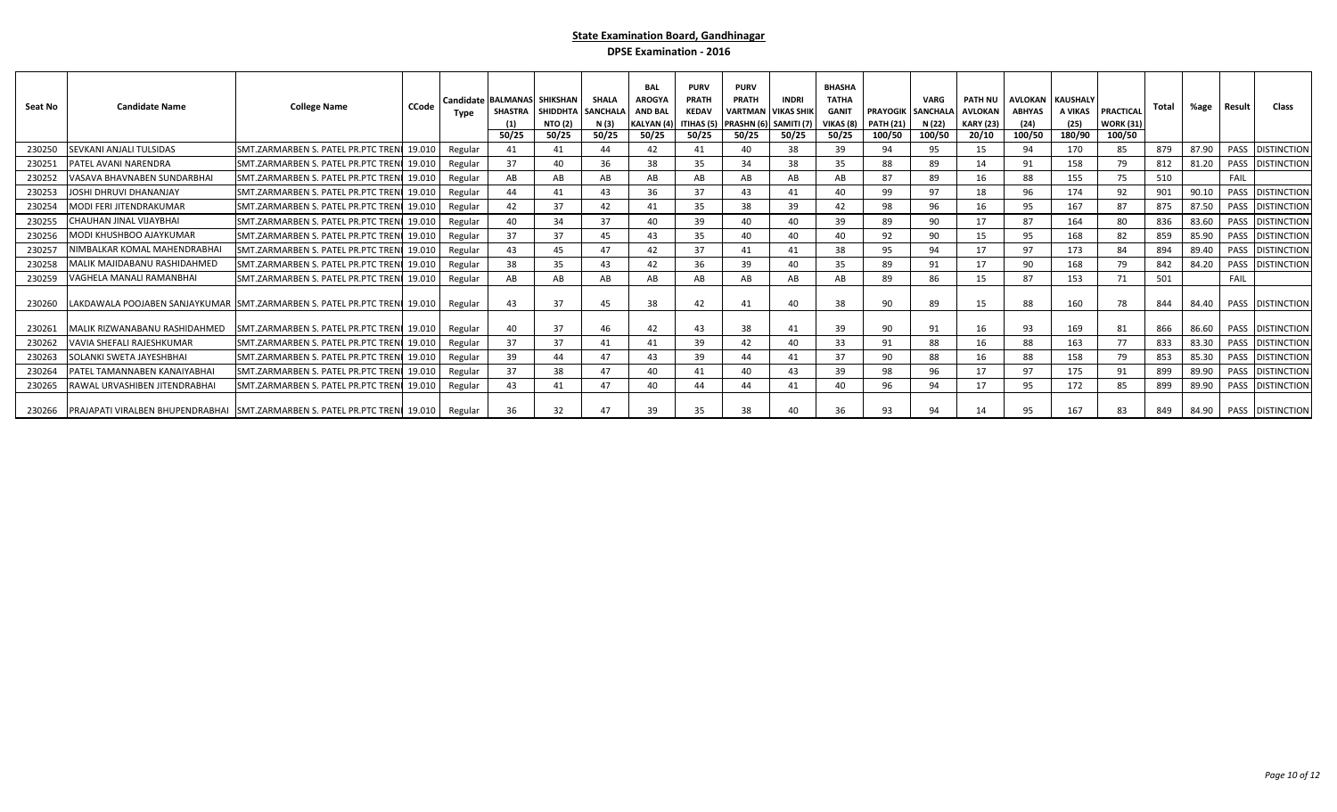## State Examination Board, Gandhinagar

### DPSE Examination - 2016

| Seat No | Candidate Name | College Name | CCode | Candidate Type | BALMANAS SHASTRA (1) 50/25 | SHIKSHAN SHIDDHTA NTO (2) 50/25 | SHALA SANCHALA N (3) 50/25 | BAL AROGYA AND BAL KALYAN (4) 50/25 | PURV PRATH KEDAV ITIHAS (5) 50/25 | PURV PRATH VARTMAN PRASHN (6) 50/25 | INDRI VIKAS SHIK SAMITI (7) 50/25 | BHASHA TATHA GANIT VIKAS (8) 50/25 | PRAYOGIK PATH (21) 100/50 | VARG SANCHALA N (22) 100/50 | PATH NU AVLOKAN KARY (23) 20/10 | AVLOKAN ABHYAS (24) 100/50 | KAUSHALY A VIKAS (25) 180/90 | PRACTICAL WORK (31) 100/50 | Total | %age | Result | Class |
|---|---|---|---|---|---|---|---|---|---|---|---|---|---|---|---|---|---|---|---|---|---|---|
| 230250 | SEVKANI ANJALI TULSIDAS | SMT.ZARMARBEN S. PATEL PR.PTC TRENI | 19.010 | Regular | 41 | 41 | 44 | 42 | 41 | 40 | 38 | 39 | 94 | 95 | 15 | 94 | 170 | 85 | 879 | 87.90 | PASS | DISTINCTION |
| 230251 | PATEL AVANI NARENDRA | SMT.ZARMARBEN S. PATEL PR.PTC TRENI | 19.010 | Regular | 37 | 40 | 36 | 38 | 35 | 34 | 38 | 35 | 88 | 89 | 14 | 91 | 158 | 79 | 812 | 81.20 | PASS | DISTINCTION |
| 230252 | VASAVA BHAVNABEN SUNDARBHAI | SMT.ZARMARBEN S. PATEL PR.PTC TRENI | 19.010 | Regular | AB | AB | AB | AB | AB | AB | AB | AB | 87 | 89 | 16 | 88 | 155 | 75 | 510 | | FAIL | |
| 230253 | JOSHI DHRUVI DHANANJAY | SMT.ZARMARBEN S. PATEL PR.PTC TRENI | 19.010 | Regular | 44 | 41 | 43 | 36 | 37 | 43 | 41 | 40 | 99 | 97 | 18 | 96 | 174 | 92 | 901 | 90.10 | PASS | DISTINCTION |
| 230254 | MODI FERI JITENDRAKUMAR | SMT.ZARMARBEN S. PATEL PR.PTC TRENI | 19.010 | Regular | 42 | 37 | 42 | 41 | 35 | 38 | 39 | 42 | 98 | 96 | 16 | 95 | 167 | 87 | 875 | 87.50 | PASS | DISTINCTION |
| 230255 | CHAUHAN JINAL VIJAYBHAI | SMT.ZARMARBEN S. PATEL PR.PTC TRENI | 19.010 | Regular | 40 | 34 | 37 | 40 | 39 | 40 | 40 | 39 | 89 | 90 | 17 | 87 | 164 | 80 | 836 | 83.60 | PASS | DISTINCTION |
| 230256 | MODI KHUSHBOO AJAYKUMAR | SMT.ZARMARBEN S. PATEL PR.PTC TRENI | 19.010 | Regular | 37 | 37 | 45 | 43 | 35 | 40 | 40 | 40 | 92 | 90 | 15 | 95 | 168 | 82 | 859 | 85.90 | PASS | DISTINCTION |
| 230257 | NIMBALKAR KOMAL MAHENDRABHAI | SMT.ZARMARBEN S. PATEL PR.PTC TRENI | 19.010 | Regular | 43 | 45 | 47 | 42 | 37 | 41 | 41 | 38 | 95 | 94 | 17 | 97 | 173 | 84 | 894 | 89.40 | PASS | DISTINCTION |
| 230258 | MALIK MAJIDABANU RASHIDAHMED | SMT.ZARMARBEN S. PATEL PR.PTC TRENI | 19.010 | Regular | 38 | 35 | 43 | 42 | 36 | 39 | 40 | 35 | 89 | 91 | 17 | 90 | 168 | 79 | 842 | 84.20 | PASS | DISTINCTION |
| 230259 | VAGHELA MANALI RAMANBHAI | SMT.ZARMARBEN S. PATEL PR.PTC TRENI | 19.010 | Regular | AB | AB | AB | AB | AB | AB | AB | AB | 89 | 86 | 15 | 87 | 153 | 71 | 501 | | FAIL | |
| 230260 | LAKDAWALA POOJABEN SANJAYKUMAR | SMT.ZARMARBEN S. PATEL PR.PTC TRENI | 19.010 | Regular | 43 | 37 | 45 | 38 | 42 | 41 | 40 | 38 | 90 | 89 | 15 | 88 | 160 | 78 | 844 | 84.40 | PASS | DISTINCTION |
| 230261 | MALIK RIZWANABANU RASHIDAHMED | SMT.ZARMARBEN S. PATEL PR.PTC TRENI | 19.010 | Regular | 40 | 37 | 46 | 42 | 43 | 38 | 41 | 39 | 90 | 91 | 16 | 93 | 169 | 81 | 866 | 86.60 | PASS | DISTINCTION |
| 230262 | VAVIA SHEFALI RAJESHKUMAR | SMT.ZARMARBEN S. PATEL PR.PTC TRENI | 19.010 | Regular | 37 | 37 | 41 | 41 | 39 | 42 | 40 | 33 | 91 | 88 | 16 | 88 | 163 | 77 | 833 | 83.30 | PASS | DISTINCTION |
| 230263 | SOLANKI SWETA JAYESHBHAI | SMT.ZARMARBEN S. PATEL PR.PTC TRENI | 19.010 | Regular | 39 | 44 | 47 | 43 | 39 | 44 | 41 | 37 | 90 | 88 | 16 | 88 | 158 | 79 | 853 | 85.30 | PASS | DISTINCTION |
| 230264 | PATEL TAMANNABEN KANAIYABHAI | SMT.ZARMARBEN S. PATEL PR.PTC TRENI | 19.010 | Regular | 37 | 38 | 47 | 40 | 41 | 40 | 43 | 39 | 98 | 96 | 17 | 97 | 175 | 91 | 899 | 89.90 | PASS | DISTINCTION |
| 230265 | RAWAL URVASHIBEN JITENDRABHAI | SMT.ZARMARBEN S. PATEL PR.PTC TRENI | 19.010 | Regular | 43 | 41 | 47 | 40 | 44 | 44 | 41 | 40 | 96 | 94 | 17 | 95 | 172 | 85 | 899 | 89.90 | PASS | DISTINCTION |
| 230266 | PRAJAPATI VIRALBEN BHUPENDRABHAI | SMT.ZARMARBEN S. PATEL PR.PTC TRENI | 19.010 | Regular | 36 | 32 | 47 | 39 | 35 | 38 | 40 | 36 | 93 | 94 | 14 | 95 | 167 | 83 | 849 | 84.90 | PASS | DISTINCTION |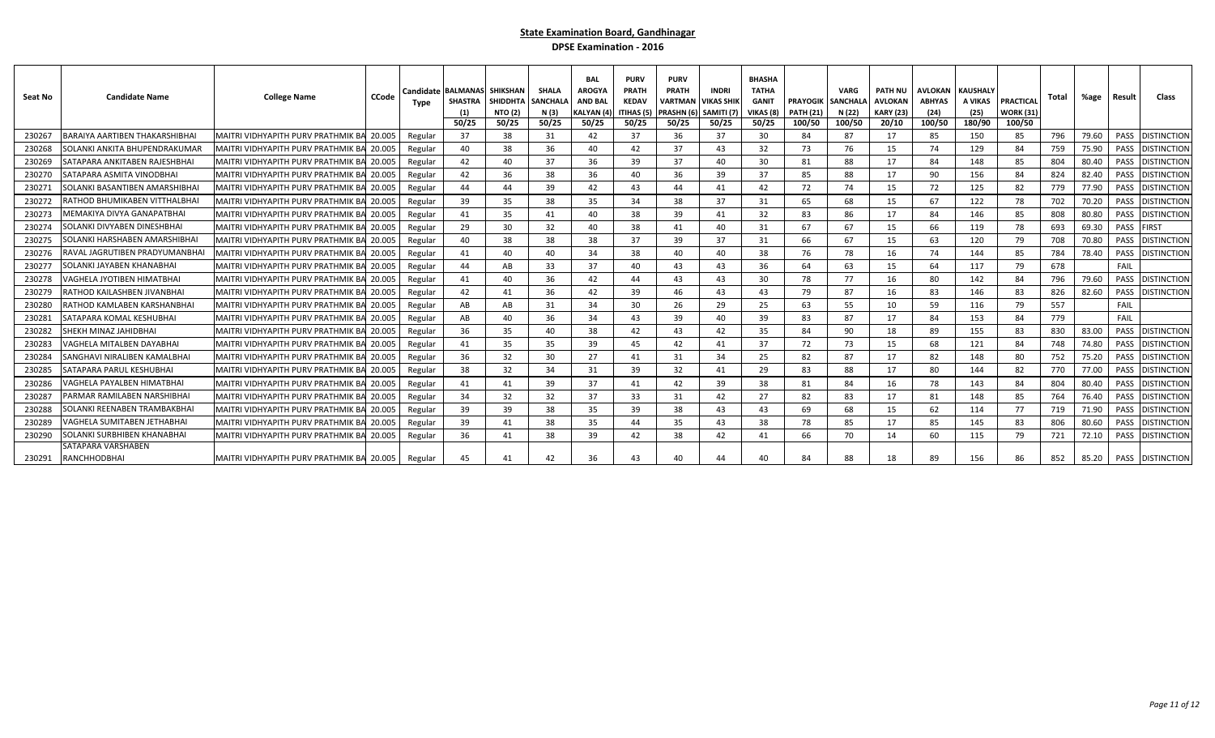## State Examination Board, Gandhinagar

### DPSE Examination - 2016

| Seat No | Candidate Name | College Name | CCode | Candidate Type | BALMANAS SHASTRA (1) 50/25 | SHIKSHAN SHIDDHTA NTO (2) 50/25 | SHALA SANCHALA N (3) 50/25 | BAL AROGYA AND BAL KALYAN (4) 50/25 | PURV PRATH KEDAV ITIHAS (5) 50/25 | PURV PRATH VARTMAN PRASHN (6) 50/25 | INDRI VIKAS SHIK SAMITI (7) 50/25 | BHASHA TATHA GANIT VIKAS (8) 50/25 | PRAYOGIK PATH (21) 100/50 | VARG SANCHALA N (22) 100/50 | PATH NU AVLOKAN KARY (23) 20/10 | AVLOKAN ABHYAS (24) 100/50 | KAUSHALY A VIKAS (25) 180/90 | PRACTICAL WORK (31) 100/50 | Total | %age | Result | Class |
|---|---|---|---|---|---|---|---|---|---|---|---|---|---|---|---|---|---|---|---|---|---|---|
| 230267 | BARAIYA AARTIBEN THAKARSHIBHAI | MAITRI VIDHYAPITH PURV PRATHMIK BA | 20.005 | Regular | 37 | 38 | 31 | 42 | 37 | 36 | 37 | 30 | 84 | 87 | 17 | 85 | 150 | 85 | 796 | 79.60 | PASS | DISTINCTION |
| 230268 | SOLANKI ANKITA BHUPENDRAKUMAR | MAITRI VIDHYAPITH PURV PRATHMIK BA | 20.005 | Regular | 40 | 38 | 36 | 40 | 42 | 37 | 43 | 32 | 73 | 76 | 15 | 74 | 129 | 84 | 759 | 75.90 | PASS | DISTINCTION |
| 230269 | SATAPARA ANKITABEN RAJESHBHAI | MAITRI VIDHYAPITH PURV PRATHMIK BA | 20.005 | Regular | 42 | 40 | 37 | 36 | 39 | 37 | 40 | 30 | 81 | 88 | 17 | 84 | 148 | 85 | 804 | 80.40 | PASS | DISTINCTION |
| 230270 | SATAPARA ASMITA VINODBHAI | MAITRI VIDHYAPITH PURV PRATHMIK BA | 20.005 | Regular | 42 | 36 | 38 | 36 | 40 | 36 | 39 | 37 | 85 | 88 | 17 | 90 | 156 | 84 | 824 | 82.40 | PASS | DISTINCTION |
| 230271 | SOLANKI BASANTIBEN AMARSHIBHAI | MAITRI VIDHYAPITH PURV PRATHMIK BA | 20.005 | Regular | 44 | 44 | 39 | 42 | 43 | 44 | 41 | 42 | 72 | 74 | 15 | 72 | 125 | 82 | 779 | 77.90 | PASS | DISTINCTION |
| 230272 | RATHOD BHUMIKABEN VITTHALBHAI | MAITRI VIDHYAPITH PURV PRATHMIK BA | 20.005 | Regular | 39 | 35 | 38 | 35 | 34 | 38 | 37 | 31 | 65 | 68 | 15 | 67 | 122 | 78 | 702 | 70.20 | PASS | DISTINCTION |
| 230273 | MEMAKIYA DIVYA GANAPATBHAI | MAITRI VIDHYAPITH PURV PRATHMIK BA | 20.005 | Regular | 41 | 35 | 41 | 40 | 38 | 39 | 41 | 32 | 83 | 86 | 17 | 84 | 146 | 85 | 808 | 80.80 | PASS | DISTINCTION |
| 230274 | SOLANKI DIVYABEN DINESHBHAI | MAITRI VIDHYAPITH PURV PRATHMIK BA | 20.005 | Regular | 29 | 30 | 32 | 40 | 38 | 41 | 40 | 31 | 67 | 67 | 15 | 66 | 119 | 78 | 693 | 69.30 | PASS | FIRST |
| 230275 | SOLANKI HARSHABEN AMARSHIBHAI | MAITRI VIDHYAPITH PURV PRATHMIK BA | 20.005 | Regular | 40 | 38 | 38 | 38 | 37 | 39 | 37 | 31 | 66 | 67 | 15 | 63 | 120 | 79 | 708 | 70.80 | PASS | DISTINCTION |
| 230276 | RAVAL JAGRUTIBEN PRADYUMANBHAI | MAITRI VIDHYAPITH PURV PRATHMIK BA | 20.005 | Regular | 41 | 40 | 40 | 34 | 38 | 40 | 40 | 38 | 76 | 78 | 16 | 74 | 144 | 85 | 784 | 78.40 | PASS | DISTINCTION |
| 230277 | SOLANKI JAYABEN KHANABHAI | MAITRI VIDHYAPITH PURV PRATHMIK BA | 20.005 | Regular | 44 | AB | 33 | 37 | 40 | 43 | 43 | 36 | 64 | 63 | 15 | 64 | 117 | 79 | 678 | | FAIL | |
| 230278 | VAGHELA JYOTIBEN HIMATBHAI | MAITRI VIDHYAPITH PURV PRATHMIK BA | 20.005 | Regular | 41 | 40 | 36 | 42 | 44 | 43 | 43 | 30 | 78 | 77 | 16 | 80 | 142 | 84 | 796 | 79.60 | PASS | DISTINCTION |
| 230279 | RATHOD KAILASHBEN JIVANBHAI | MAITRI VIDHYAPITH PURV PRATHMIK BA | 20.005 | Regular | 42 | 41 | 36 | 42 | 39 | 46 | 43 | 43 | 79 | 87 | 16 | 83 | 146 | 83 | 826 | 82.60 | PASS | DISTINCTION |
| 230280 | RATHOD KAMLABEN KARSHANBHAI | MAITRI VIDHYAPITH PURV PRATHMIK BA | 20.005 | Regular | AB | AB | 31 | 34 | 30 | 26 | 29 | 25 | 63 | 55 | 10 | 59 | 116 | 79 | 557 | | FAIL | |
| 230281 | SATAPARA KOMAL KESHUBHAI | MAITRI VIDHYAPITH PURV PRATHMIK BA | 20.005 | Regular | AB | 40 | 36 | 34 | 43 | 39 | 40 | 39 | 83 | 87 | 17 | 84 | 153 | 84 | 779 | | FAIL | |
| 230282 | SHEKH MINAZ JAHIDBHAI | MAITRI VIDHYAPITH PURV PRATHMIK BA | 20.005 | Regular | 36 | 35 | 40 | 38 | 42 | 43 | 42 | 35 | 84 | 90 | 18 | 89 | 155 | 83 | 830 | 83.00 | PASS | DISTINCTION |
| 230283 | VAGHELA MITALBEN DAYABHAI | MAITRI VIDHYAPITH PURV PRATHMIK BA | 20.005 | Regular | 41 | 35 | 35 | 39 | 45 | 42 | 41 | 37 | 72 | 73 | 15 | 68 | 121 | 84 | 748 | 74.80 | PASS | DISTINCTION |
| 230284 | SANGHAVI NIRALIBEN KAMALBHAI | MAITRI VIDHYAPITH PURV PRATHMIK BA | 20.005 | Regular | 36 | 32 | 30 | 27 | 41 | 31 | 34 | 25 | 82 | 87 | 17 | 82 | 148 | 80 | 752 | 75.20 | PASS | DISTINCTION |
| 230285 | SATAPARA PARUL KESHUBHAI | MAITRI VIDHYAPITH PURV PRATHMIK BA | 20.005 | Regular | 38 | 32 | 34 | 31 | 39 | 32 | 41 | 29 | 83 | 88 | 17 | 80 | 144 | 82 | 770 | 77.00 | PASS | DISTINCTION |
| 230286 | VAGHELA PAYALBEN HIMATBHAI | MAITRI VIDHYAPITH PURV PRATHMIK BA | 20.005 | Regular | 41 | 41 | 39 | 37 | 41 | 42 | 39 | 38 | 81 | 84 | 16 | 78 | 143 | 84 | 804 | 80.40 | PASS | DISTINCTION |
| 230287 | PARMAR RAMILABEN NARSHIBHAI | MAITRI VIDHYAPITH PURV PRATHMIK BA | 20.005 | Regular | 34 | 32 | 32 | 37 | 33 | 31 | 42 | 27 | 82 | 83 | 17 | 81 | 148 | 85 | 764 | 76.40 | PASS | DISTINCTION |
| 230288 | SOLANKI REENABEN TRAMBAKBHAI | MAITRI VIDHYAPITH PURV PRATHMIK BA | 20.005 | Regular | 39 | 39 | 38 | 35 | 39 | 38 | 43 | 43 | 69 | 68 | 15 | 62 | 114 | 77 | 719 | 71.90 | PASS | DISTINCTION |
| 230289 | VAGHELA SUMITABEN JETHABHAI | MAITRI VIDHYAPITH PURV PRATHMIK BA | 20.005 | Regular | 39 | 41 | 38 | 35 | 44 | 35 | 43 | 38 | 78 | 85 | 17 | 85 | 145 | 83 | 806 | 80.60 | PASS | DISTINCTION |
| 230290 | SOLANKI SURBHIBEN KHANABHAI | MAITRI VIDHYAPITH PURV PRATHMIK BA | 20.005 | Regular | 36 | 41 | 38 | 39 | 42 | 38 | 42 | 41 | 66 | 70 | 14 | 60 | 115 | 79 | 721 | 72.10 | PASS | DISTINCTION |
| 230291 | SATAPARA VARSHABEN RANCHHODBHAI | MAITRI VIDHYAPITH PURV PRATHMIK BA | 20.005 | Regular | 45 | 41 | 42 | 36 | 43 | 40 | 44 | 40 | 84 | 88 | 18 | 89 | 156 | 86 | 852 | 85.20 | PASS | DISTINCTION |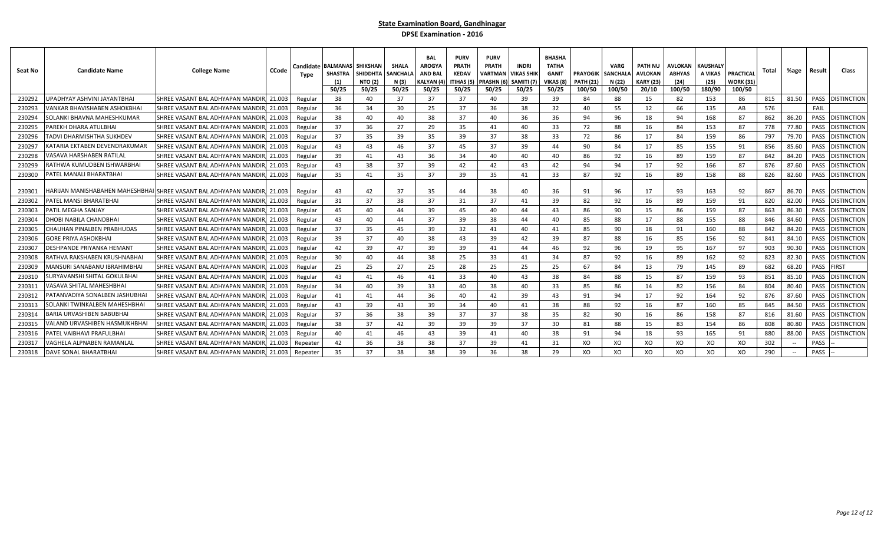## State Examination Board, Gandhinagar

### DPSE Examination - 2016

| Seat No | Candidate Name | College Name | CCode | Candidate Type | BALMANAS SHASTRA (1) 50/25 | SHIKSHAN SHIDDHTA NTO (2) 50/25 | SHALA SANCHALA N (3) 50/25 | BAL AROGYA AND BAL KALYAN (4) 50/25 | PURV PRATH KEDAV ITIHAS (5) 50/25 | PURV PRATH VARTMAN PRASHN (6) 50/25 | INDRI VIKAS SHIK SAMITI (7) 50/25 | BHASHA TATHA GANIT VIKAS (8) 50/25 | PRAYOGIK PATH (21) 100/50 | VARG SANCHALA N (22) 100/50 | PATH NU AVLOKAN KARY (23) 20/10 | AVLOKAN ABHYAS (24) 100/50 | KAUSHALY A VIKAS (25) 180/90 | PRACTICAL WORK (31) 100/50 | Total | %age | Result | Class |
|---|---|---|---|---|---|---|---|---|---|---|---|---|---|---|---|---|---|---|---|---|---|---|
| 230292 | UPADHYAY ASHVINI JAYANTBHAI | SHREE VASANT BAL ADHYAPAN MANDIR | 21.003 | Regular | 38 | 40 | 37 | 37 | 37 | 40 | 39 | 39 | 84 | 88 | 15 | 82 | 153 | 86 | 815 | 81.50 | PASS | DISTINCTION |
| 230293 | VANKAR BHAVISHABEN ASHOKBHAI | SHREE VASANT BAL ADHYAPAN MANDIR | 21.003 | Regular | 36 | 34 | 30 | 25 | 37 | 36 | 38 | 32 | 40 | 55 | 12 | 66 | 135 | AB | 576 | | FAIL | |
| 230294 | SOLANKI BHAVNA MAHESHKUMAR | SHREE VASANT BAL ADHYAPAN MANDIR | 21.003 | Regular | 38 | 40 | 40 | 38 | 37 | 40 | 36 | 36 | 94 | 96 | 18 | 94 | 168 | 87 | 862 | 86.20 | PASS | DISTINCTION |
| 230295 | PAREKH DHARA ATULBHAI | SHREE VASANT BAL ADHYAPAN MANDIR | 21.003 | Regular | 37 | 36 | 27 | 29 | 35 | 41 | 40 | 33 | 72 | 88 | 16 | 84 | 153 | 87 | 778 | 77.80 | PASS | DISTINCTION |
| 230296 | TADVI DHARMISHTHA SUKHDEV | SHREE VASANT BAL ADHYAPAN MANDIR | 21.003 | Regular | 37 | 35 | 39 | 35 | 39 | 37 | 38 | 33 | 72 | 86 | 17 | 84 | 159 | 86 | 797 | 79.70 | PASS | DISTINCTION |
| 230297 | KATARIA EKTABEN DEVENDRAKUMAR | SHREE VASANT BAL ADHYAPAN MANDIR | 21.003 | Regular | 43 | 43 | 46 | 37 | 45 | 37 | 39 | 44 | 90 | 84 | 17 | 85 | 155 | 91 | 856 | 85.60 | PASS | DISTINCTION |
| 230298 | VASAVA HARSHABEN RATILAL | SHREE VASANT BAL ADHYAPAN MANDIR | 21.003 | Regular | 39 | 41 | 43 | 36 | 34 | 40 | 40 | 40 | 86 | 92 | 16 | 89 | 159 | 87 | 842 | 84.20 | PASS | DISTINCTION |
| 230299 | RATHWA KUMUDBEN ISHWARBHAI | SHREE VASANT BAL ADHYAPAN MANDIR | 21.003 | Regular | 43 | 38 | 37 | 39 | 42 | 42 | 43 | 42 | 94 | 94 | 17 | 92 | 166 | 87 | 876 | 87.60 | PASS | DISTINCTION |
| 230300 | PATEL MANALI BHARATBHAI | SHREE VASANT BAL ADHYAPAN MANDIR | 21.003 | Regular | 35 | 41 | 35 | 37 | 39 | 35 | 41 | 33 | 87 | 92 | 16 | 89 | 158 | 88 | 826 | 82.60 | PASS | DISTINCTION |
| 230301 | HARIJAN MANISHABAHEN MAHESHBHAI | SHREE VASANT BAL ADHYAPAN MANDIR | 21.003 | Regular | 43 | 42 | 37 | 35 | 44 | 38 | 40 | 36 | 91 | 96 | 17 | 93 | 163 | 92 | 867 | 86.70 | PASS | DISTINCTION |
| 230302 | PATEL MANSI BHARATBHAI | SHREE VASANT BAL ADHYAPAN MANDIR | 21.003 | Regular | 31 | 37 | 38 | 37 | 31 | 37 | 41 | 39 | 82 | 92 | 16 | 89 | 159 | 91 | 820 | 82.00 | PASS | DISTINCTION |
| 230303 | PATIL MEGHA SANJAY | SHREE VASANT BAL ADHYAPAN MANDIR | 21.003 | Regular | 45 | 40 | 44 | 39 | 45 | 40 | 44 | 43 | 86 | 90 | 15 | 86 | 159 | 87 | 863 | 86.30 | PASS | DISTINCTION |
| 230304 | DHOBI NABILA CHANDBHAI | SHREE VASANT BAL ADHYAPAN MANDIR | 21.003 | Regular | 43 | 40 | 44 | 37 | 39 | 38 | 44 | 40 | 85 | 88 | 17 | 88 | 155 | 88 | 846 | 84.60 | PASS | DISTINCTION |
| 230305 | CHAUHAN PINALBEN PRABHUDAS | SHREE VASANT BAL ADHYAPAN MANDIR | 21.003 | Regular | 37 | 35 | 45 | 39 | 32 | 41 | 40 | 41 | 85 | 90 | 18 | 91 | 160 | 88 | 842 | 84.20 | PASS | DISTINCTION |
| 230306 | GORE PRIYA ASHOKBHAI | SHREE VASANT BAL ADHYAPAN MANDIR | 21.003 | Regular | 39 | 37 | 40 | 38 | 43 | 39 | 42 | 39 | 87 | 88 | 16 | 85 | 156 | 92 | 841 | 84.10 | PASS | DISTINCTION |
| 230307 | DESHPANDE PRIYANKA HEMANT | SHREE VASANT BAL ADHYAPAN MANDIR | 21.003 | Regular | 42 | 39 | 47 | 39 | 39 | 41 | 44 | 46 | 92 | 96 | 19 | 95 | 167 | 97 | 903 | 90.30 | PASS | DISTINCTION |
| 230308 | RATHVA RAKSHABEN KRUSHNABHAI | SHREE VASANT BAL ADHYAPAN MANDIR | 21.003 | Regular | 30 | 40 | 44 | 38 | 25 | 33 | 41 | 34 | 87 | 92 | 16 | 89 | 162 | 92 | 823 | 82.30 | PASS | DISTINCTION |
| 230309 | MANSURI SANABANU IBRAHIMBHAI | SHREE VASANT BAL ADHYAPAN MANDIR | 21.003 | Regular | 25 | 25 | 27 | 25 | 28 | 25 | 25 | 25 | 67 | 84 | 13 | 79 | 145 | 89 | 682 | 68.20 | PASS | FIRST |
| 230310 | SURYAVANSHI SHITAL GOKULBHAI | SHREE VASANT BAL ADHYAPAN MANDIR | 21.003 | Regular | 43 | 41 | 46 | 41 | 33 | 40 | 43 | 38 | 84 | 88 | 15 | 87 | 159 | 93 | 851 | 85.10 | PASS | DISTINCTION |
| 230311 | VASAVA SHITAL MAHESHBHAI | SHREE VASANT BAL ADHYAPAN MANDIR | 21.003 | Regular | 34 | 40 | 39 | 33 | 40 | 38 | 40 | 33 | 85 | 86 | 14 | 82 | 156 | 84 | 804 | 80.40 | PASS | DISTINCTION |
| 230312 | PATANVADIYA SONALBEN JASHUBHAI | SHREE VASANT BAL ADHYAPAN MANDIR | 21.003 | Regular | 41 | 41 | 44 | 36 | 40 | 42 | 39 | 43 | 91 | 94 | 17 | 92 | 164 | 92 | 876 | 87.60 | PASS | DISTINCTION |
| 230313 | SOLANKI TWINKALBEN MAHESHBHAI | SHREE VASANT BAL ADHYAPAN MANDIR | 21.003 | Regular | 43 | 39 | 43 | 39 | 34 | 40 | 41 | 38 | 88 | 92 | 16 | 87 | 160 | 85 | 845 | 84.50 | PASS | DISTINCTION |
| 230314 | BARIA URVASHIBEN BABUBHAI | SHREE VASANT BAL ADHYAPAN MANDIR | 21.003 | Regular | 37 | 36 | 38 | 39 | 37 | 37 | 38 | 35 | 82 | 90 | 16 | 86 | 158 | 87 | 816 | 81.60 | PASS | DISTINCTION |
| 230315 | VALAND URVASHIBEN HASMUKHBHAI | SHREE VASANT BAL ADHYAPAN MANDIR | 21.003 | Regular | 38 | 37 | 42 | 39 | 39 | 39 | 37 | 30 | 81 | 88 | 15 | 83 | 154 | 86 | 808 | 80.80 | PASS | DISTINCTION |
| 230316 | PATEL VAIBHAVI PRAFULBHAI | SHREE VASANT BAL ADHYAPAN MANDIR | 21.003 | Regular | 40 | 41 | 46 | 43 | 39 | 41 | 40 | 38 | 91 | 94 | 18 | 93 | 165 | 91 | 880 | 88.00 | PASS | DISTINCTION |
| 230317 | VAGHELA ALPNABEN RAMANLAL | SHREE VASANT BAL ADHYAPAN MANDIR | 21.003 | Repeater | 42 | 36 | 38 | 38 | 37 | 39 | 41 | 31 | XO | XO | XO | XO | XO | XO | 302 | -- | PASS | -- |
| 230318 | DAVE SONAL BHARATBHAI | SHREE VASANT BAL ADHYAPAN MANDIR | 21.003 | Repeater | 35 | 37 | 38 | 38 | 39 | 36 | 38 | 29 | XO | XO | XO | XO | XO | XO | 290 | -- | PASS | -- |